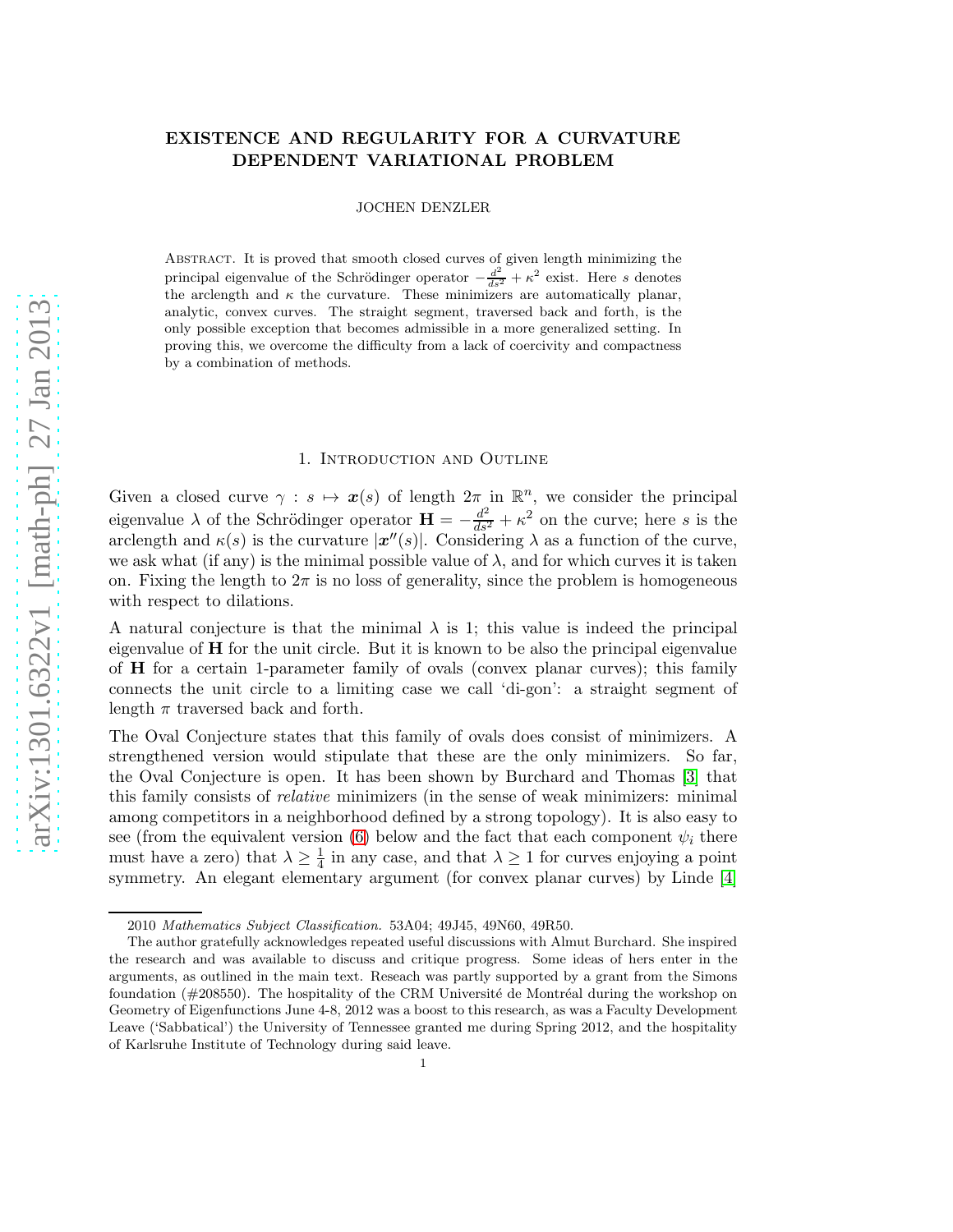# EXISTENCE AND REGULARITY FOR A CURVATURE DEPENDENT VARIATIONAL PROBLEM

JOCHEN DENZLER

Abstract. It is proved that smooth closed curves of given length minimizing the principal eigenvalue of the Schrödinger operator $-\frac{d^2}{ds^2} + \kappa^2$ exist. Here $s$ denotes the arclength and $\kappa$ the curvature. These minimizers are automatically planar, analytic, convex curves. The straight segment, traversed back and forth, is the only possible exception that becomes admissible in a more generalized setting. In proving this, we overcome the difficulty from a lack of coercivity and compactness by a combination of methods.

## 1. Introduction and Outline

Given a closed curve $\gamma : s \mapsto \boldsymbol{x}(s)$ of length $2\pi$ in $\mathbb{R}^n$, we consider the principal eigenvalue $\lambda$ of the Schrödinger operator $\mathbf{H} = -\frac{d^2}{ds^2} + \kappa^2$ on the curve; here $s$ is the arclength and $\kappa(s)$ is the curvature $|\boldsymbol{x}''(s)|$. Considering $\lambda$ as a function of the curve, we ask what (if any) is the minimal possible value of $\lambda$, and for which curves it is taken on. Fixing the length to $2\pi$ is no loss of generality, since the problem is homogeneous with respect to dilations.

A natural conjecture is that the minimal $\lambda$ is 1; this value is indeed the principal eigenvalue of $\mathbf{H}$ for the unit circle. But it is known to be also the principal eigenvalue of $\mathbf{H}$ for a certain 1-parameter family of ovals (convex planar curves); this family connects the unit circle to a limiting case we call 'di-gon': a straight segment of length $\pi$ traversed back and forth.

The Oval Conjecture states that this family of ovals does consist of minimizers. A strengthened version would stipulate that these are the only minimizers. So far, the Oval Conjecture is open. It has been shown by Burchard and Thomas [3] that this family consists of *relative* minimizers (in the sense of weak minimizers: minimal among competitors in a neighborhood defined by a strong topology). It is also easy to see (from the equivalent version (6) below and the fact that each component $\psi_i$ there must have a zero) that $\lambda \geq \frac{1}{4}$ in any case, and that $\lambda \geq 1$ for curves enjoying a point symmetry. An elegant elementary argument (for convex planar curves) by Linde [4]

---

2010 *Mathematics Subject Classification.* 53A04; 49J45, 49N60, 49R50.

The author gratefully acknowledges repeated useful discussions with Almut Burchard. She inspired the research and was available to discuss and critique progress. Some ideas of hers enter in the arguments, as outlined in the main text. Reseach was partly supported by a grant from the Simons foundation (#208550). The hospitality of the CRM Université de Montréal during the workshop on Geometry of Eigenfunctions June 4-8, 2012 was a boost to this research, as was a Faculty Development Leave ('Sabbatical') the University of Tennessee granted me during Spring 2012, and the hospitality of Karlsruhe Institute of Technology during said leave.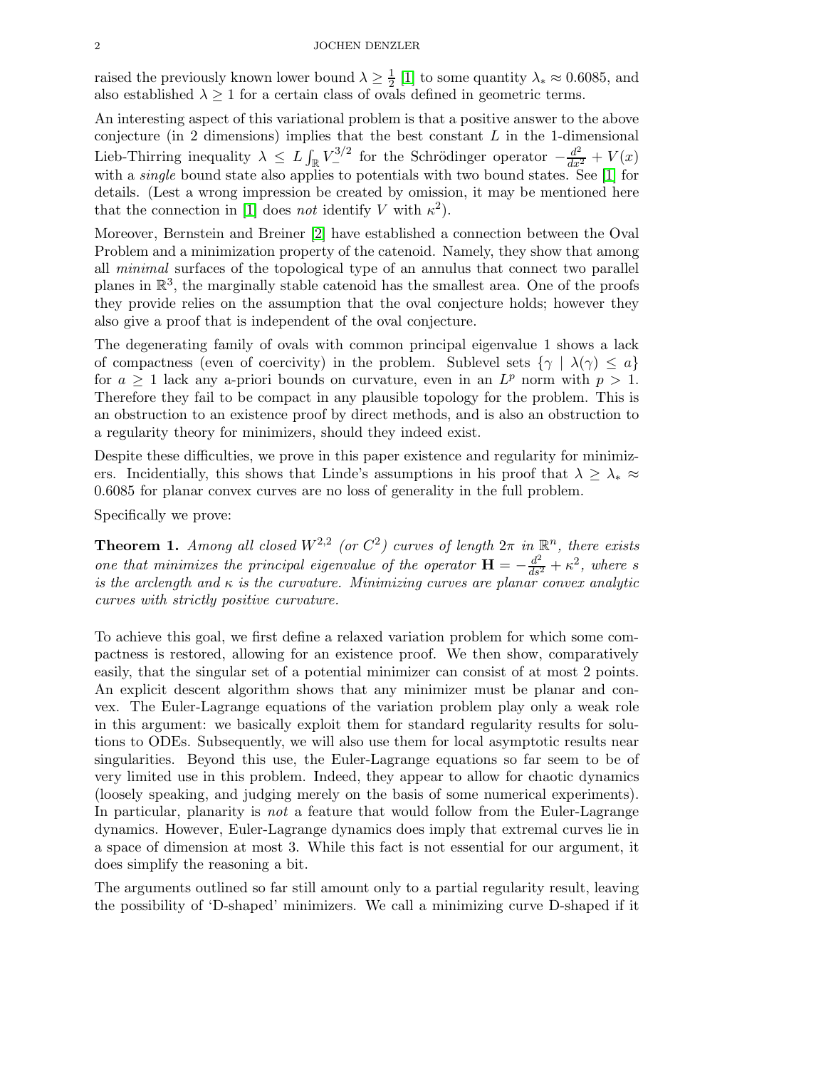raised the previously known lower bound $\lambda \geq \frac{1}{2}$ [1] to some quantity $\lambda_* \approx 0.6085$, and also established $\lambda \geq 1$ for a certain class of ovals defined in geometric terms.

An interesting aspect of this variational problem is that a positive answer to the above conjecture (in 2 dimensions) implies that the best constant $L$ in the 1-dimensional Lieb-Thirring inequality $\lambda \leq L \int_{\mathbb{R}} V_-^{3/2}$ for the Schrödinger operator $-\frac{d^2}{dx^2} + V(x)$ with a *single* bound state also applies to potentials with two bound states. See [1] for details. (Lest a wrong impression be created by omission, it may be mentioned here that the connection in [1] does *not* identify $V$ with $\kappa^2$).

Moreover, Bernstein and Breiner [2] have established a connection between the Oval Problem and a minimization property of the catenoid. Namely, they show that among all *minimal* surfaces of the topological type of an annulus that connect two parallel planes in $\mathbb{R}^3$, the marginally stable catenoid has the smallest area. One of the proofs they provide relies on the assumption that the oval conjecture holds; however they also give a proof that is independent of the oval conjecture.

The degenerating family of ovals with common principal eigenvalue 1 shows a lack of compactness (even of coercivity) in the problem. Sublevel sets $\{\gamma \mid \lambda(\gamma) \leq a\}$ for $a \geq 1$ lack any a-priori bounds on curvature, even in an $L^p$ norm with $p > 1$. Therefore they fail to be compact in any plausible topology for the problem. This is an obstruction to an existence proof by direct methods, and is also an obstruction to a regularity theory for minimizers, should they indeed exist.

Despite these difficulties, we prove in this paper existence and regularity for minimizers. Incidentially, this shows that Linde's assumptions in his proof that $\lambda \geq \lambda_* \approx 0.6085$ for planar convex curves are no loss of generality in the full problem.

Specifically we prove:

**Theorem 1.** *Among all closed $W^{2,2}$ (or $C^2$) curves of length $2\pi$ in $\mathbb{R}^n$, there exists one that minimizes the principal eigenvalue of the operator $\mathbf{H} = -\frac{d^2}{ds^2} + \kappa^2$, where $s$ is the arclength and $\kappa$ is the curvature. Minimizing curves are planar convex analytic curves with strictly positive curvature.*

To achieve this goal, we first define a relaxed variation problem for which some compactness is restored, allowing for an existence proof. We then show, comparatively easily, that the singular set of a potential minimizer can consist of at most 2 points. An explicit descent algorithm shows that any minimizer must be planar and convex. The Euler-Lagrange equations of the variation problem play only a weak role in this argument: we basically exploit them for standard regularity results for solutions to ODEs. Subsequently, we will also use them for local asymptotic results near singularities. Beyond this use, the Euler-Lagrange equations so far seem to be of very limited use in this problem. Indeed, they appear to allow for chaotic dynamics (loosely speaking, and judging merely on the basis of some numerical experiments). In particular, planarity is *not* a feature that would follow from the Euler-Lagrange dynamics. However, Euler-Lagrange dynamics does imply that extremal curves lie in a space of dimension at most 3. While this fact is not essential for our argument, it does simplify the reasoning a bit.

The arguments outlined so far still amount only to a partial regularity result, leaving the possibility of 'D-shaped' minimizers. We call a minimizing curve D-shaped if it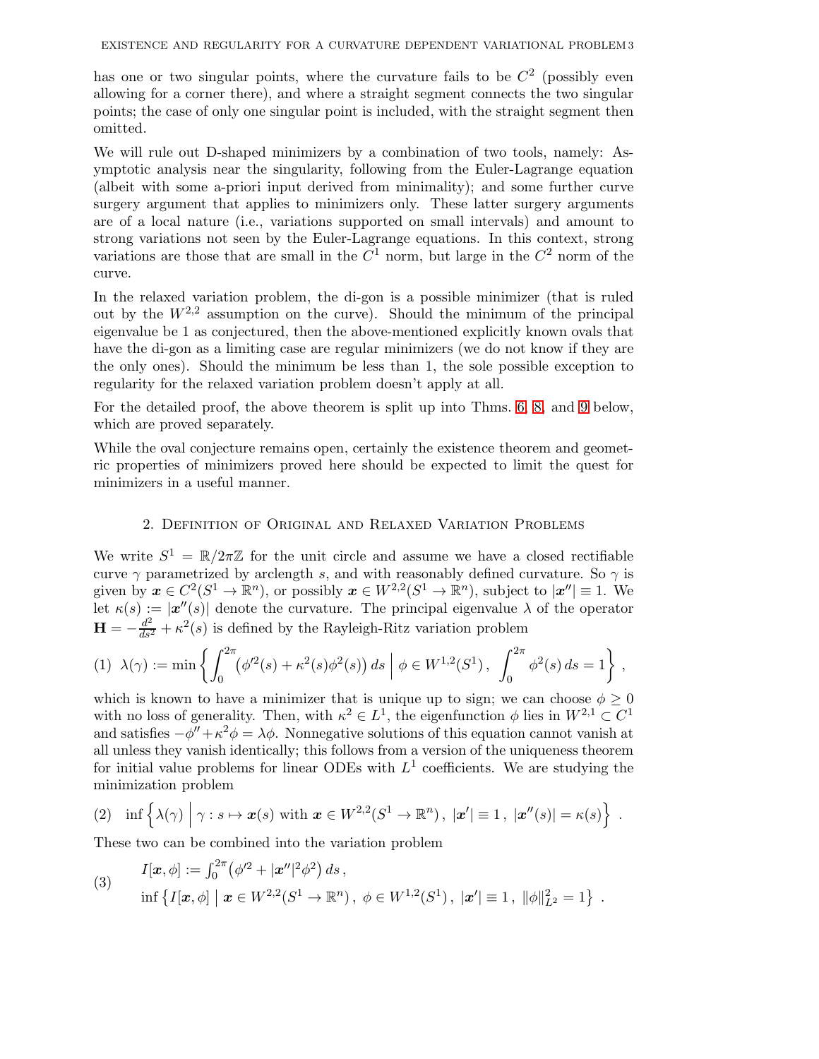has one or two singular points, where the curvature fails to be $C^2$ (possibly even allowing for a corner there), and where a straight segment connects the two singular points; the case of only one singular point is included, with the straight segment then omitted.

We will rule out D-shaped minimizers by a combination of two tools, namely: Asymptotic analysis near the singularity, following from the Euler-Lagrange equation (albeit with some a-priori input derived from minimality); and some further curve surgery argument that applies to minimizers only. These latter surgery arguments are of a local nature (i.e., variations supported on small intervals) and amount to strong variations not seen by the Euler-Lagrange equations. In this context, strong variations are those that are small in the $C^1$ norm, but large in the $C^2$ norm of the curve.

In the relaxed variation problem, the di-gon is a possible minimizer (that is ruled out by the $W^{2,2}$ assumption on the curve). Should the minimum of the principal eigenvalue be 1 as conjectured, then the above-mentioned explicitly known ovals that have the di-gon as a limiting case are regular minimizers (we do not know if they are the only ones). Should the minimum be less than 1, the sole possible exception to regularity for the relaxed variation problem doesn't apply at all.

For the detailed proof, the above theorem is split up into Thms. 6, 8, and 9 below, which are proved separately.

While the oval conjecture remains open, certainly the existence theorem and geometric properties of minimizers proved here should be expected to limit the quest for minimizers in a useful manner.

## 2. Definition of Original and Relaxed Variation Problems

We write $S^1 = \mathbb{R}/2\pi\mathbb{Z}$ for the unit circle and assume we have a closed rectifiable curve $\gamma$ parametrized by arclength $s$, and with reasonably defined curvature. So $\gamma$ is given by $\boldsymbol{x} \in C^2(S^1 \to \mathbb{R}^n)$, or possibly $\boldsymbol{x} \in W^{2,2}(S^1 \to \mathbb{R}^n)$, subject to $|\boldsymbol{x}''| \equiv 1$. We let $\kappa(s) := |\boldsymbol{x}''(s)|$ denote the curvature. The principal eigenvalue $\lambda$ of the operator $\mathbf{H} = -\frac{d^2}{ds^2} + \kappa^2(s)$ is defined by the Rayleigh-Ritz variation problem

$$(1)\quad \lambda(\gamma) := \min\left\{ \int_0^{2\pi} \left(\phi'^2(s) + \kappa^2(s)\phi^2(s)\right) ds \;\Big|\; \phi \in W^{1,2}(S^1),\ \int_0^{2\pi} \phi^2(s)\, ds = 1 \right\},$$

which is known to have a minimizer that is unique up to sign; we can choose $\phi \geq 0$ with no loss of generality. Then, with $\kappa^2 \in L^1$, the eigenfunction $\phi$ lies in $W^{2,1} \subset C^1$ and satisfies $-\phi'' + \kappa^2\phi = \lambda\phi$. Nonnegative solutions of this equation cannot vanish at all unless they vanish identically; this follows from a version of the uniqueness theorem for initial value problems for linear ODEs with $L^1$ coefficients. We are studying the minimization problem

$$(2)\quad \inf\left\{ \lambda(\gamma) \;\Big|\; \gamma : s \mapsto \boldsymbol{x}(s) \text{ with } \boldsymbol{x} \in W^{2,2}(S^1 \to \mathbb{R}^n),\ |\boldsymbol{x}'| \equiv 1,\ |\boldsymbol{x}''(s)| = \kappa(s) \right\}.$$

These two can be combined into the variation problem

$$(3)\quad \begin{aligned} &I[\boldsymbol{x}, \phi] := \textstyle\int_0^{2\pi} \left(\phi'^2 + |\boldsymbol{x}''|^2\phi^2\right) ds\,, \\ &\inf\left\{ I[\boldsymbol{x}, \phi] \mid \boldsymbol{x} \in W^{2,2}(S^1 \to \mathbb{R}^n),\ \phi \in W^{1,2}(S^1),\ |\boldsymbol{x}'| \equiv 1,\ \|\phi\|_{L^2}^2 = 1 \right\}. \end{aligned}$$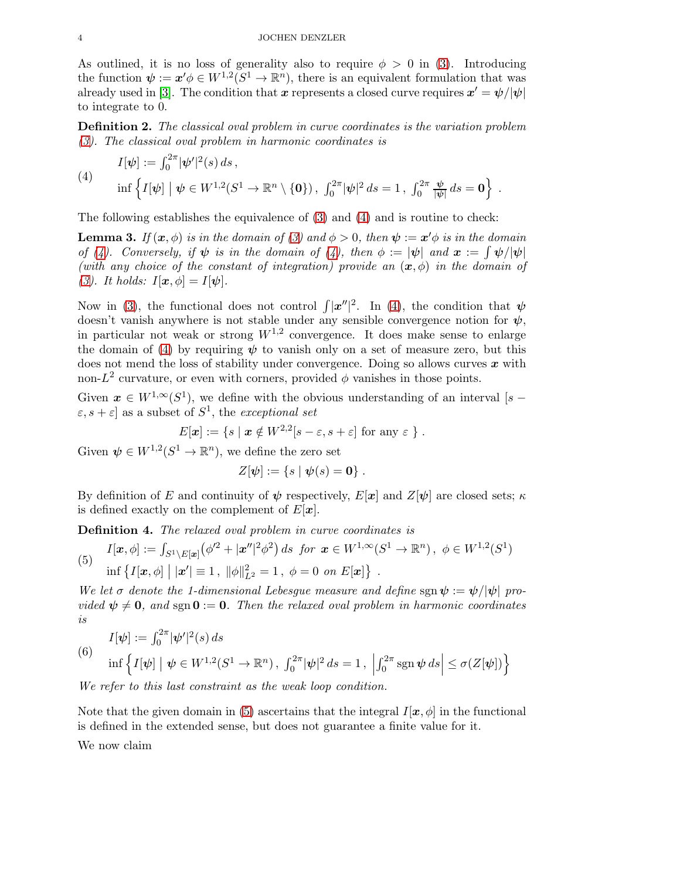As outlined, it is no loss of generality also to require $\phi > 0$ in (3). Introducing the function $\boldsymbol{\psi} := \boldsymbol{x}'\phi \in W^{1,2}(S^1 \to \mathbb{R}^n)$, there is an equivalent formulation that was already used in [3]. The condition that $\boldsymbol{x}$ represents a closed curve requires $\boldsymbol{x}' = \boldsymbol{\psi}/|\boldsymbol{\psi}|$ to integrate to 0.

**Definition 2.** *The classical oval problem in curve coordinates is the variation problem (3). The classical oval problem in harmonic coordinates is*

$$
\begin{aligned}
&I[\boldsymbol{\psi}] := \int_0^{2\pi} |\boldsymbol{\psi}'|^2(s)\, ds\,, \\
&\inf\left\{ I[\boldsymbol{\psi}] \;\middle|\; \boldsymbol{\psi} \in W^{1,2}(S^1 \to \mathbb{R}^n \setminus \{\mathbf{0}\})\,,\ \int_0^{2\pi} |\boldsymbol{\psi}|^2\, ds = 1\,,\ \int_0^{2\pi} \frac{\boldsymbol{\psi}}{|\boldsymbol{\psi}|}\, ds = \mathbf{0} \right\}\,.
\end{aligned}
\tag{4}
$$

The following establishes the equivalence of (3) and (4) and is routine to check:

**Lemma 3.** *If $(\boldsymbol{x}, \phi)$ is in the domain of (3) and $\phi > 0$, then $\boldsymbol{\psi} := \boldsymbol{x}'\phi$ is in the domain of (4). Conversely, if $\boldsymbol{\psi}$ is in the domain of (4), then $\phi := |\boldsymbol{\psi}|$ and $\boldsymbol{x} := \int \boldsymbol{\psi}/|\boldsymbol{\psi}|$ (with any choice of the constant of integration) provide an $(\boldsymbol{x}, \phi)$ in the domain of (3). It holds: $I[\boldsymbol{x}, \phi] = I[\boldsymbol{\psi}]$.*

Now in (3), the functional does not control $\int |\boldsymbol{x}''|^2$. In (4), the condition that $\boldsymbol{\psi}$ doesn't vanish anywhere is not stable under any sensible convergence notion for $\boldsymbol{\psi}$, in particular not weak or strong $W^{1,2}$ convergence. It does make sense to enlarge the domain of (4) by requiring $\boldsymbol{\psi}$ to vanish only on a set of measure zero, but this does not mend the loss of stability under convergence. Doing so allows curves $\boldsymbol{x}$ with non-$L^2$ curvature, or even with corners, provided $\phi$ vanishes in those points.

Given $\boldsymbol{x} \in W^{1,\infty}(S^1)$, we define with the obvious understanding of an interval $[s - \varepsilon, s + \varepsilon]$ as a subset of $S^1$, the *exceptional set*

$$
E[\boldsymbol{x}] := \{ s \mid \boldsymbol{x} \notin W^{2,2}[s - \varepsilon, s + \varepsilon] \text{ for any } \varepsilon \}\,.
$$

Given $\boldsymbol{\psi} \in W^{1,2}(S^1 \to \mathbb{R}^n)$, we define the zero set

$$
Z[\boldsymbol{\psi}] := \{ s \mid \boldsymbol{\psi}(s) = \mathbf{0} \}\,.
$$

By definition of $E$ and continuity of $\boldsymbol{\psi}$ respectively, $E[\boldsymbol{x}]$ and $Z[\boldsymbol{\psi}]$ are closed sets; $\kappa$ is defined exactly on the complement of $E[\boldsymbol{x}]$.

**Definition 4.** *The relaxed oval problem in curve coordinates is*

$$
\begin{aligned}
&I[\boldsymbol{x}, \phi] := \int_{S^1 \setminus E[\boldsymbol{x}]} \left( \phi'^2 + |\boldsymbol{x}''|^2 \phi^2 \right) ds \ \text{ for } \boldsymbol{x} \in W^{1,\infty}(S^1 \to \mathbb{R}^n)\,,\ \phi \in W^{1,2}(S^1) \\
&\inf\left\{ I[\boldsymbol{x}, \phi] \;\middle|\; |\boldsymbol{x}'| \equiv 1\,,\ \|\phi\|_{L^2}^2 = 1\,,\ \phi = 0 \text{ on } E[\boldsymbol{x}] \right\}\,.
\end{aligned}
\tag{5}
$$

*We let $\sigma$ denote the 1-dimensional Lebesgue measure and define $\operatorname{sgn} \boldsymbol{\psi} := \boldsymbol{\psi}/|\boldsymbol{\psi}|$ provided $\boldsymbol{\psi} \neq \mathbf{0}$, and $\operatorname{sgn} \mathbf{0} := \mathbf{0}$. Then the relaxed oval problem in harmonic coordinates is*

$$
\begin{aligned}
&I[\boldsymbol{\psi}] := \int_0^{2\pi} |\boldsymbol{\psi}'|^2(s)\, ds \\
&\inf\left\{ I[\boldsymbol{\psi}] \;\middle|\; \boldsymbol{\psi} \in W^{1,2}(S^1 \to \mathbb{R}^n)\,,\ \int_0^{2\pi} |\boldsymbol{\psi}|^2\, ds = 1\,,\ \left| \int_0^{2\pi} \operatorname{sgn} \boldsymbol{\psi}\, ds \right| \leq \sigma(Z[\boldsymbol{\psi}]) \right\}
\end{aligned}
\tag{6}
$$

*We refer to this last constraint as the weak loop condition.*

Note that the given domain in (5) ascertains that the integral $I[\boldsymbol{x}, \phi]$ in the functional is defined in the extended sense, but does not guarantee a finite value for it.

We now claim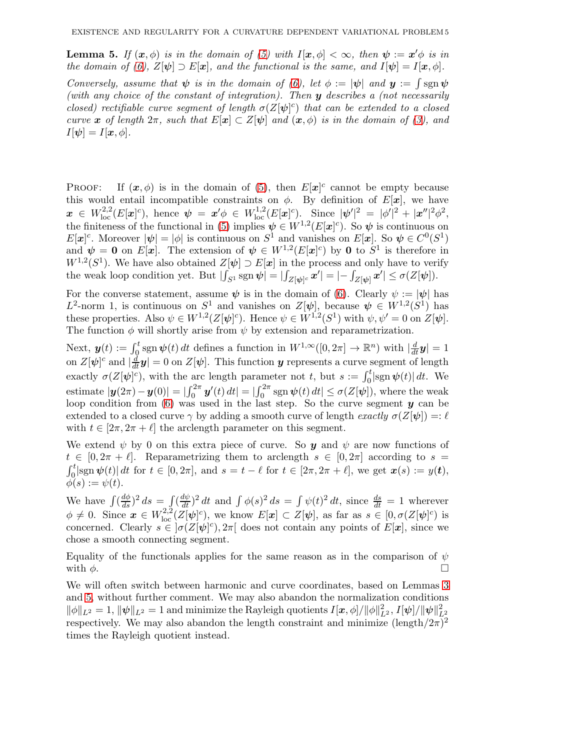**Lemma 5.** *If $(\boldsymbol{x},\phi)$ is in the domain of (5) with $I[\boldsymbol{x},\phi]<\infty$, then $\boldsymbol{\psi}:=\boldsymbol{x}'\phi$ is in the domain of (6), $Z[\boldsymbol{\psi}]\supset E[\boldsymbol{x}]$, and the functional is the same, and $I[\boldsymbol{\psi}]=I[\boldsymbol{x},\phi]$.*

*Conversely, assume that $\boldsymbol{\psi}$ is in the domain of (6), let $\phi:=|\boldsymbol{\psi}|$ and $\boldsymbol{y}:=\int \operatorname{sgn}\boldsymbol{\psi}$ (with any choice of the constant of integration). Then $\boldsymbol{y}$ describes a (not necessarily closed) rectifiable curve segment of length $\sigma(Z[\boldsymbol{\psi}]^c)$ that can be extended to a closed curve $\boldsymbol{x}$ of length $2\pi$, such that $E[\boldsymbol{x}]\subset Z[\boldsymbol{\psi}]$ and $(\boldsymbol{x},\phi)$ is in the domain of (3), and $I[\boldsymbol{\psi}]=I[\boldsymbol{x},\phi]$.*

Proof: If $(\boldsymbol{x},\phi)$ is in the domain of (5), then $E[\boldsymbol{x}]^c$ cannot be empty because this would entail incompatible constraints on $\phi$. By definition of $E[\boldsymbol{x}]$, we have $\boldsymbol{x}\in W^{2,2}_{\mathrm{loc}}(E[\boldsymbol{x}]^c)$, hence $\boldsymbol{\psi}=\boldsymbol{x}'\phi\in W^{1,2}_{\mathrm{loc}}(E[\boldsymbol{x}]^c)$. Since $|\boldsymbol{\psi}'|^2=|\phi'|^2+|\boldsymbol{x}''|^2\phi^2$, the finiteness of the functional in (5) implies $\boldsymbol{\psi}\in W^{1,2}(E[\boldsymbol{x}]^c)$. So $\boldsymbol{\psi}$ is continuous on $E[\boldsymbol{x}]^c$. Moreover $|\boldsymbol{\psi}|=|\phi|$ is continuous on $S^1$ and vanishes on $E[\boldsymbol{x}]$. So $\boldsymbol{\psi}\in C^0(S^1)$ and $\boldsymbol{\psi}=\boldsymbol{0}$ on $E[\boldsymbol{x}]$. The extension of $\boldsymbol{\psi}\in W^{1,2}(E[\boldsymbol{x}]^c)$ by $\boldsymbol{0}$ to $S^1$ is therefore in $W^{1,2}(S^1)$. We have also obtained $Z[\boldsymbol{\psi}]\supset E[\boldsymbol{x}]$ in the process and only have to verify the weak loop condition yet. But $|\int_{S^1}\operatorname{sgn}\boldsymbol{\psi}|=|\int_{Z[\boldsymbol{\psi}]^c}\boldsymbol{x}'|=|-\int_{Z[\boldsymbol{\psi}]}\boldsymbol{x}'|\le\sigma(Z[\boldsymbol{\psi}])$.

For the converse statement, assume $\boldsymbol{\psi}$ is in the domain of (6). Clearly $\psi:=|\boldsymbol{\psi}|$ has $L^2$-norm 1, is continuous on $S^1$ and vanishes on $Z[\boldsymbol{\psi}]$, because $\boldsymbol{\psi}\in W^{1,2}(S^1)$ has these properties. Also $\psi\in W^{1,2}(Z[\boldsymbol{\psi}]^c)$. Hence $\psi\in W^{1,2}(S^1)$ with $\psi,\psi'=0$ on $Z[\boldsymbol{\psi}]$. The function $\phi$ will shortly arise from $\psi$ by extension and reparametrization.

Next, $\boldsymbol{y}(t):=\int_0^t\operatorname{sgn}\boldsymbol{\psi}(t)\,dt$ defines a function in $W^{1,\infty}([0,2\pi]\to\mathbb{R}^n)$ with $|\frac{d}{dt}\boldsymbol{y}|=1$ on $Z[\boldsymbol{\psi}]^c$ and $|\frac{d}{dt}\boldsymbol{y}|=0$ on $Z[\boldsymbol{\psi}]$. This function $\boldsymbol{y}$ represents a curve segment of length exactly $\sigma(Z[\boldsymbol{\psi}]^c)$, with the arc length parameter not $t$, but $s:=\int_0^t|\operatorname{sgn}\boldsymbol{\psi}(t)|\,dt$. We estimate $|\boldsymbol{y}(2\pi)-\boldsymbol{y}(0)|=|\int_0^{2\pi}\boldsymbol{y}'(t)\,dt|=|\int_0^{2\pi}\operatorname{sgn}\boldsymbol{\psi}(t)\,dt|\le\sigma(Z[\boldsymbol{\psi}])$, where the weak loop condition from (6) was used in the last step. So the curve segment $\boldsymbol{y}$ can be extended to a closed curve $\gamma$ by adding a smooth curve of length *exactly* $\sigma(Z[\boldsymbol{\psi}])=:\ell$ with $t\in[2\pi,2\pi+\ell]$ the arclength parameter on this segment.

We extend $\psi$ by 0 on this extra piece of curve. So $\boldsymbol{y}$ and $\psi$ are now functions of $t\in[0,2\pi+\ell]$. Reparametrizing them to arclength $s\in[0,2\pi]$ according to $s=\int_0^t|\operatorname{sgn}\boldsymbol{\psi}(t)|\,dt$ for $t\in[0,2\pi]$, and $s=t-\ell$ for $t\in[2\pi,2\pi+\ell]$, we get $\boldsymbol{x}(s):=y(\boldsymbol{t})$, $\phi(s):=\psi(t)$.

We have $\int(\frac{d\phi}{ds})^2\,ds=\int(\frac{d\psi}{dt})^2\,dt$ and $\int\phi(s)^2\,ds=\int\psi(t)^2\,dt$, since $\frac{ds}{dt}=1$ wherever $\phi\neq 0$. Since $\boldsymbol{x}\in W^{2,2}_{\mathrm{loc}}(Z[\boldsymbol{\psi}]^c)$, we know $E[\boldsymbol{x}]\subset Z[\boldsymbol{\psi}]$, as far as $s\in[0,\sigma(Z[\boldsymbol{\psi}]^c)$ is concerned. Clearly $s\in\,]\sigma(Z[\boldsymbol{\psi}]^c),2\pi[$ does not contain any points of $E[\boldsymbol{x}]$, since we chose a smooth connecting segment.

Equality of the functionals applies for the same reason as in the comparison of $\psi$ with $\phi$. $\square$

We will often switch between harmonic and curve coordinates, based on Lemmas 3 and 5, without further comment. We may also abandon the normalization conditions $\|\phi\|_{L^2}=1$, $\|\boldsymbol{\psi}\|_{L^2}=1$ and minimize the Rayleigh quotients $I[\boldsymbol{x},\phi]/\|\phi\|^2_{L^2}$, $I[\boldsymbol{\psi}]/\|\boldsymbol{\psi}\|^2_{L^2}$ respectively. We may also abandon the length constraint and minimize $(\text{length}/2\pi)^2$ times the Rayleigh quotient instead.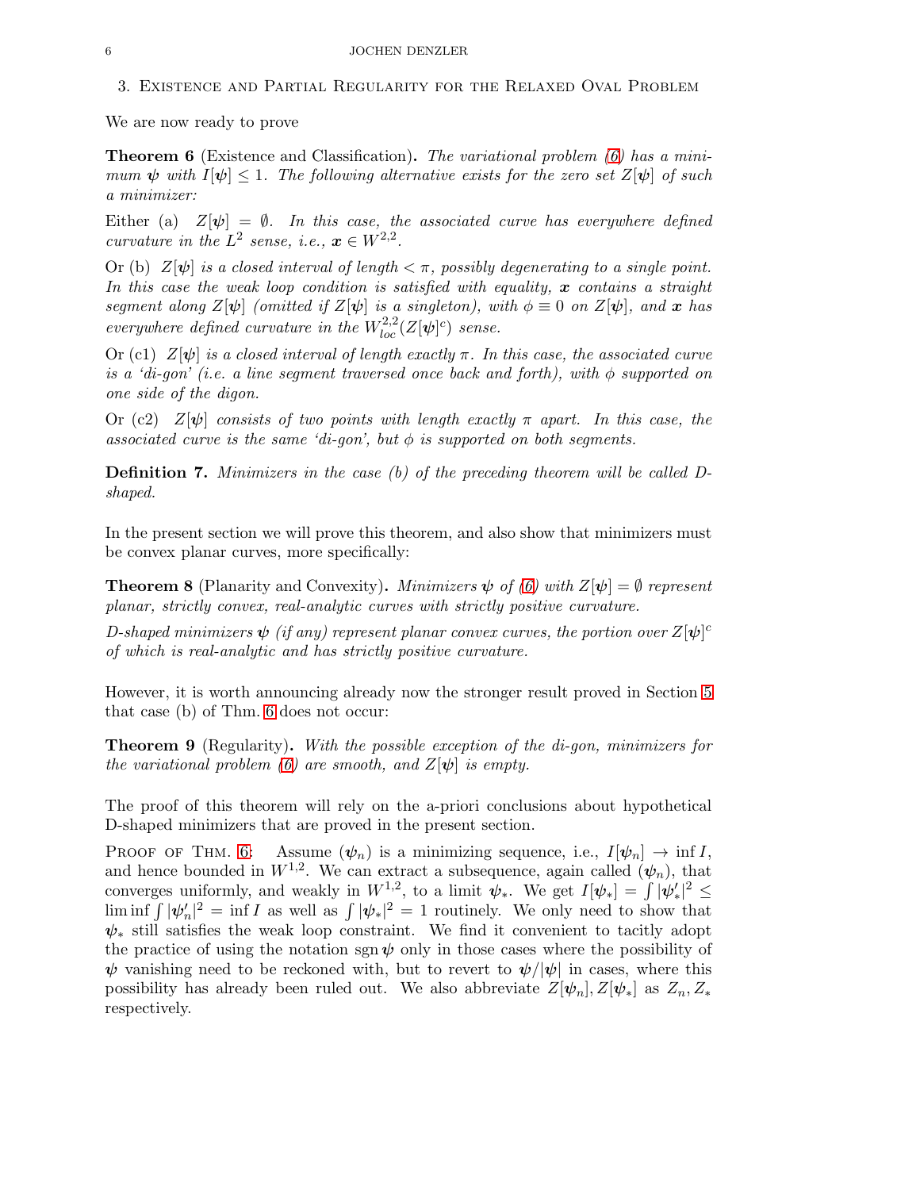## 3. Existence and Partial Regularity for the Relaxed Oval Problem

We are now ready to prove

**Theorem 6** (Existence and Classification)**.** *The variational problem (6) has a minimum $\boldsymbol{\psi}$ with $I[\boldsymbol{\psi}] \le 1$. The following alternative exists for the zero set $Z[\boldsymbol{\psi}]$ of such a minimizer:*

*Either (a) $Z[\boldsymbol{\psi}] = \emptyset$. In this case, the associated curve has everywhere defined curvature in the $L^2$ sense, i.e., $\boldsymbol{x} \in W^{2,2}$.*

*Or (b) $Z[\boldsymbol{\psi}]$ is a closed interval of length $< \pi$, possibly degenerating to a single point. In this case the weak loop condition is satisfied with equality, $\boldsymbol{x}$ contains a straight segment along $Z[\boldsymbol{\psi}]$ (omitted if $Z[\boldsymbol{\psi}]$ is a singleton), with $\phi \equiv 0$ on $Z[\boldsymbol{\psi}]$, and $\boldsymbol{x}$ has everywhere defined curvature in the $W^{2,2}_{loc}(Z[\boldsymbol{\psi}]^c)$ sense.*

*Or (c1) $Z[\boldsymbol{\psi}]$ is a closed interval of length exactly $\pi$. In this case, the associated curve is a 'di-gon' (i.e. a line segment traversed once back and forth), with $\phi$ supported on one side of the digon.*

*Or (c2) $Z[\boldsymbol{\psi}]$ consists of two points with length exactly $\pi$ apart. In this case, the associated curve is the same 'di-gon', but $\phi$ is supported on both segments.*

**Definition 7.** *Minimizers in the case (b) of the preceding theorem will be called D-shaped.*

In the present section we will prove this theorem, and also show that minimizers must be convex planar curves, more specifically:

**Theorem 8** (Planarity and Convexity)**.** *Minimizers $\boldsymbol{\psi}$ of (6) with $Z[\boldsymbol{\psi}] = \emptyset$ represent planar, strictly convex, real-analytic curves with strictly positive curvature.*

*D-shaped minimizers $\boldsymbol{\psi}$ (if any) represent planar convex curves, the portion over $Z[\boldsymbol{\psi}]^c$ of which is real-analytic and has strictly positive curvature.*

However, it is worth announcing already now the stronger result proved in Section 5 that case (b) of Thm. 6 does not occur:

**Theorem 9** (Regularity)**.** *With the possible exception of the di-gon, minimizers for the variational problem (6) are smooth, and $Z[\boldsymbol{\psi}]$ is empty.*

The proof of this theorem will rely on the a-priori conclusions about hypothetical D-shaped minimizers that are proved in the present section.

Proof of Thm. 6: Assume $(\boldsymbol{\psi}_n)$ is a minimizing sequence, i.e., $I[\boldsymbol{\psi}_n] \to \inf I$, and hence bounded in $W^{1,2}$. We can extract a subsequence, again called $(\boldsymbol{\psi}_n)$, that converges uniformly, and weakly in $W^{1,2}$, to a limit $\boldsymbol{\psi}_*$. We get $I[\boldsymbol{\psi}_*] = \int |\boldsymbol{\psi}_*'|^2 \le \liminf \int |\boldsymbol{\psi}_n'|^2 = \inf I$ as well as $\int |\boldsymbol{\psi}_*|^2 = 1$ routinely. We only need to show that $\boldsymbol{\psi}_*$ still satisfies the weak loop constraint. We find it convenient to tacitly adopt the practice of using the notation $\operatorname{sgn} \boldsymbol{\psi}$ only in those cases where the possibility of $\boldsymbol{\psi}$ vanishing need to be reckoned with, but to revert to $\boldsymbol{\psi}/|\boldsymbol{\psi}|$ in cases, where this possibility has already been ruled out. We also abbreviate $Z[\boldsymbol{\psi}_n], Z[\boldsymbol{\psi}_*]$ as $Z_n, Z_*$ respectively.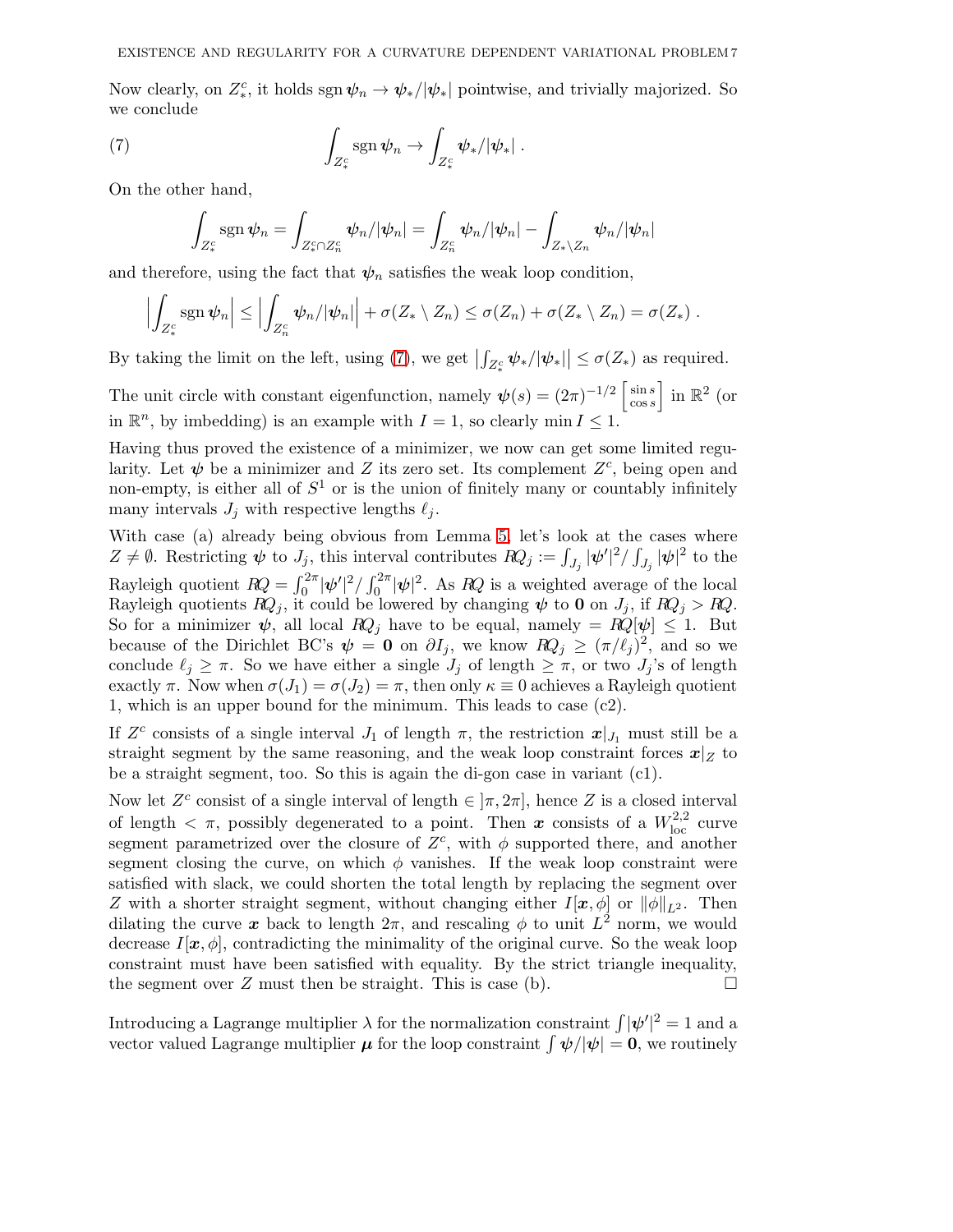Now clearly, on $Z_*^c$, it holds $\operatorname{sgn} \boldsymbol{\psi}_n \to \boldsymbol{\psi}_*/|\boldsymbol{\psi}_*|$ pointwise, and trivially majorized. So we conclude

$$\int_{Z_*^c} \operatorname{sgn} \boldsymbol{\psi}_n \to \int_{Z_*^c} \boldsymbol{\psi}_*/|\boldsymbol{\psi}_*| \,. \tag{7}$$

On the other hand,

$$\int_{Z_*^c} \operatorname{sgn} \boldsymbol{\psi}_n = \int_{Z_*^c \cap Z_n^c} \boldsymbol{\psi}_n/|\boldsymbol{\psi}_n| = \int_{Z_n^c} \boldsymbol{\psi}_n/|\boldsymbol{\psi}_n| - \int_{Z_* \setminus Z_n} \boldsymbol{\psi}_n/|\boldsymbol{\psi}_n|$$

and therefore, using the fact that $\boldsymbol{\psi}_n$ satisfies the weak loop condition,

$$\Big|\int_{Z_*^c} \operatorname{sgn} \boldsymbol{\psi}_n\Big| \le \Big|\int_{Z_n^c} \boldsymbol{\psi}_n/|\boldsymbol{\psi}_n|\Big| + \sigma(Z_* \setminus Z_n) \le \sigma(Z_n) + \sigma(Z_* \setminus Z_n) = \sigma(Z_*) \,.$$

By taking the limit on the left, using (7), we get $\big|\int_{Z_*^c} \boldsymbol{\psi}_*/|\boldsymbol{\psi}_*|\big| \le \sigma(Z_*)$ as required.

The unit circle with constant eigenfunction, namely $\boldsymbol{\psi}(s) = (2\pi)^{-1/2} \begin{bmatrix} \sin s \\ \cos s \end{bmatrix}$ in $\mathbb{R}^2$ (or in $\mathbb{R}^n$, by imbedding) is an example with $I = 1$, so clearly $\min I \le 1$.

Having thus proved the existence of a minimizer, we now can get some limited regularity. Let $\boldsymbol{\psi}$ be a minimizer and $Z$ its zero set. Its complement $Z^c$, being open and non-empty, is either all of $S^1$ or is the union of finitely many or countably infinitely many intervals $J_j$ with respective lengths $\ell_j$.

With case (a) already being obvious from Lemma 5, let's look at the cases where $Z \ne \emptyset$. Restricting $\boldsymbol{\psi}$ to $J_j$, this interval contributes $RQ_j := \int_{J_j} |\boldsymbol{\psi}'|^2 / \int_{J_j} |\boldsymbol{\psi}|^2$ to the Rayleigh quotient $RQ = \int_0^{2\pi} |\boldsymbol{\psi}'|^2 / \int_0^{2\pi} |\boldsymbol{\psi}|^2$. As $RQ$ is a weighted average of the local Rayleigh quotients $RQ_j$, it could be lowered by changing $\boldsymbol{\psi}$ to $\mathbf{0}$ on $J_j$, if $RQ_j > RQ$. So for a minimizer $\boldsymbol{\psi}$, all local $RQ_j$ have to be equal, namely $= RQ[\boldsymbol{\psi}] \le 1$. But because of the Dirichlet BC's $\boldsymbol{\psi} = \mathbf{0}$ on $\partial I_j$, we know $RQ_j \ge (\pi/\ell_j)^2$, and so we conclude $\ell_j \ge \pi$. So we have either a single $J_j$ of length $\ge \pi$, or two $J_j$'s of length exactly $\pi$. Now when $\sigma(J_1) = \sigma(J_2) = \pi$, then only $\kappa \equiv 0$ achieves a Rayleigh quotient 1, which is an upper bound for the minimum. This leads to case (c2).

If $Z^c$ consists of a single interval $J_1$ of length $\pi$, the restriction $\boldsymbol{x}|_{J_1}$ must still be a straight segment by the same reasoning, and the weak loop constraint forces $\boldsymbol{x}|_Z$ to be a straight segment, too. So this is again the di-gon case in variant (c1).

Now let $Z^c$ consist of a single interval of length $\in \,]\pi, 2\pi]$, hence $Z$ is a closed interval of length $< \pi$, possibly degenerated to a point. Then $\boldsymbol{x}$ consists of a $W^{2,2}_{\text{loc}}$ curve segment parametrized over the closure of $Z^c$, with $\phi$ supported there, and another segment closing the curve, on which $\phi$ vanishes. If the weak loop constraint were satisfied with slack, we could shorten the total length by replacing the segment over $Z$ with a shorter straight segment, without changing either $I[\boldsymbol{x}, \phi]$ or $\|\phi\|_{L^2}$. Then dilating the curve $\boldsymbol{x}$ back to length $2\pi$, and rescaling $\phi$ to unit $L^2$ norm, we would decrease $I[\boldsymbol{x}, \phi]$, contradicting the minimality of the original curve. So the weak loop constraint must have been satisfied with equality. By the strict triangle inequality, the segment over $Z$ must then be straight. This is case (b). $\square$

Introducing a Lagrange multiplier $\lambda$ for the normalization constraint $\int |\boldsymbol{\psi}'|^2 = 1$ and a vector valued Lagrange multiplier $\boldsymbol{\mu}$ for the loop constraint $\int \boldsymbol{\psi}/|\boldsymbol{\psi}| = \mathbf{0}$, we routinely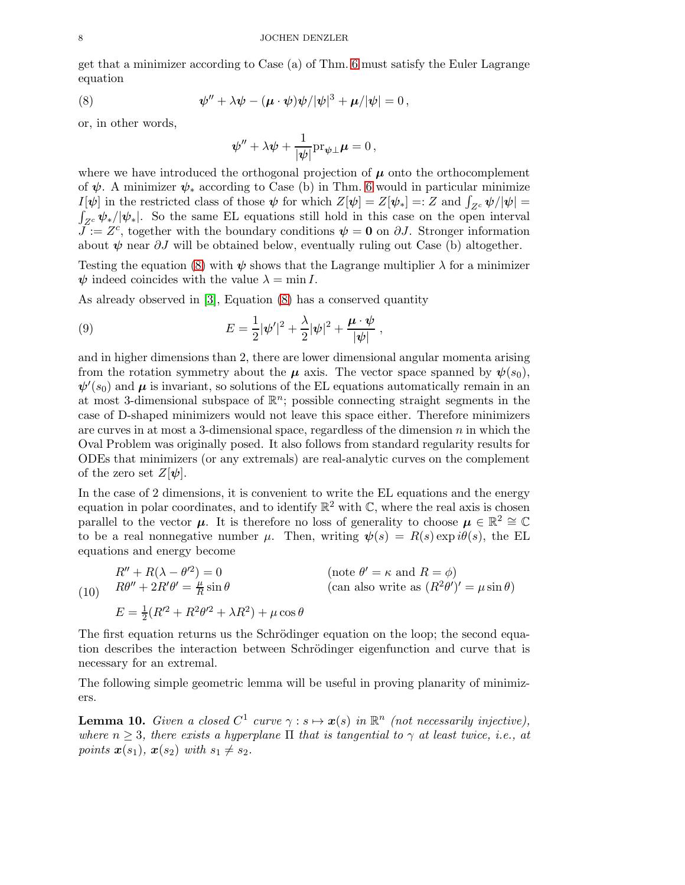get that a minimizer according to Case (a) of Thm. 6 must satisfy the Euler Lagrange equation

$$\boldsymbol{\psi}'' + \lambda\boldsymbol{\psi} - (\boldsymbol{\mu}\cdot\boldsymbol{\psi})\boldsymbol{\psi}/|\boldsymbol{\psi}|^3 + \boldsymbol{\mu}/|\boldsymbol{\psi}| = 0\,, \tag{8}$$

or, in other words,

$$\boldsymbol{\psi}'' + \lambda\boldsymbol{\psi} + \frac{1}{|\boldsymbol{\psi}|}\mathrm{pr}_{\boldsymbol{\psi}\perp}\boldsymbol{\mu} = 0\,,$$

where we have introduced the orthogonal projection of $\boldsymbol{\mu}$ onto the orthocomplement of $\boldsymbol{\psi}$. A minimizer $\boldsymbol{\psi}_*$ according to Case (b) in Thm. 6 would in particular minimize $I[\boldsymbol{\psi}]$ in the restricted class of those $\boldsymbol{\psi}$ for which $Z[\boldsymbol{\psi}] = Z[\boldsymbol{\psi}_*] =: Z$ and $\int_{Z^c}\boldsymbol{\psi}/|\boldsymbol{\psi}| = \int_{Z^c}\boldsymbol{\psi}_*/|\boldsymbol{\psi}_*|$. So the same EL equations still hold in this case on the open interval $J := Z^c$, together with the boundary conditions $\boldsymbol{\psi} = \mathbf{0}$ on $\partial J$. Stronger information about $\boldsymbol{\psi}$ near $\partial J$ will be obtained below, eventually ruling out Case (b) altogether.

Testing the equation (8) with $\boldsymbol{\psi}$ shows that the Lagrange multiplier $\lambda$ for a minimizer $\boldsymbol{\psi}$ indeed coincides with the value $\lambda = \min I$.

As already observed in [3], Equation (8) has a conserved quantity

$$E = \frac{1}{2}|\boldsymbol{\psi}'|^2 + \frac{\lambda}{2}|\boldsymbol{\psi}|^2 + \frac{\boldsymbol{\mu}\cdot\boldsymbol{\psi}}{|\boldsymbol{\psi}|}\,, \tag{9}$$

and in higher dimensions than 2, there are lower dimensional angular momenta arising from the rotation symmetry about the $\boldsymbol{\mu}$ axis. The vector space spanned by $\boldsymbol{\psi}(s_0)$, $\boldsymbol{\psi}'(s_0)$ and $\boldsymbol{\mu}$ is invariant, so solutions of the EL equations automatically remain in an at most 3-dimensional subspace of $\mathbb{R}^n$; possible connecting straight segments in the case of D-shaped minimizers would not leave this space either. Therefore minimizers are curves in at most a 3-dimensional space, regardless of the dimension $n$ in which the Oval Problem was originally posed. It also follows from standard regularity results for ODEs that minimizers (or any extremals) are real-analytic curves on the complement of the zero set $Z[\boldsymbol{\psi}]$.

In the case of 2 dimensions, it is convenient to write the EL equations and the energy equation in polar coordinates, and to identify $\mathbb{R}^2$ with $\mathbb{C}$, where the real axis is chosen parallel to the vector $\boldsymbol{\mu}$. It is therefore no loss of generality to choose $\boldsymbol{\mu} \in \mathbb{R}^2 \cong \mathbb{C}$ to be a real nonnegative number $\mu$. Then, writing $\boldsymbol{\psi}(s) = R(s)\exp i\theta(s)$, the EL equations and energy become

$$\begin{aligned}
&R'' + R(\lambda - \theta'^2) = 0 && \text{(note } \theta' = \kappa \text{ and } R = \phi\text{)}\\
&R\theta'' + 2R'\theta' = \tfrac{\mu}{R}\sin\theta && \text{(can also write as } (R^2\theta')' = \mu\sin\theta\text{)}\\
&E = \tfrac{1}{2}(R'^2 + R^2\theta'^2 + \lambda R^2) + \mu\cos\theta &&
\end{aligned} \tag{10}$$

The first equation returns us the Schrödinger equation on the loop; the second equation describes the interaction between Schrödinger eigenfunction and curve that is necessary for an extremal.

The following simple geometric lemma will be useful in proving planarity of minimizers.

**Lemma 10.** *Given a closed $C^1$ curve $\gamma : s \mapsto \boldsymbol{x}(s)$ in $\mathbb{R}^n$ (not necessarily injective), where $n \geq 3$, there exists a hyperplane $\Pi$ that is tangential to $\gamma$ at least twice, i.e., at points $\boldsymbol{x}(s_1)$, $\boldsymbol{x}(s_2)$ with $s_1 \neq s_2$.*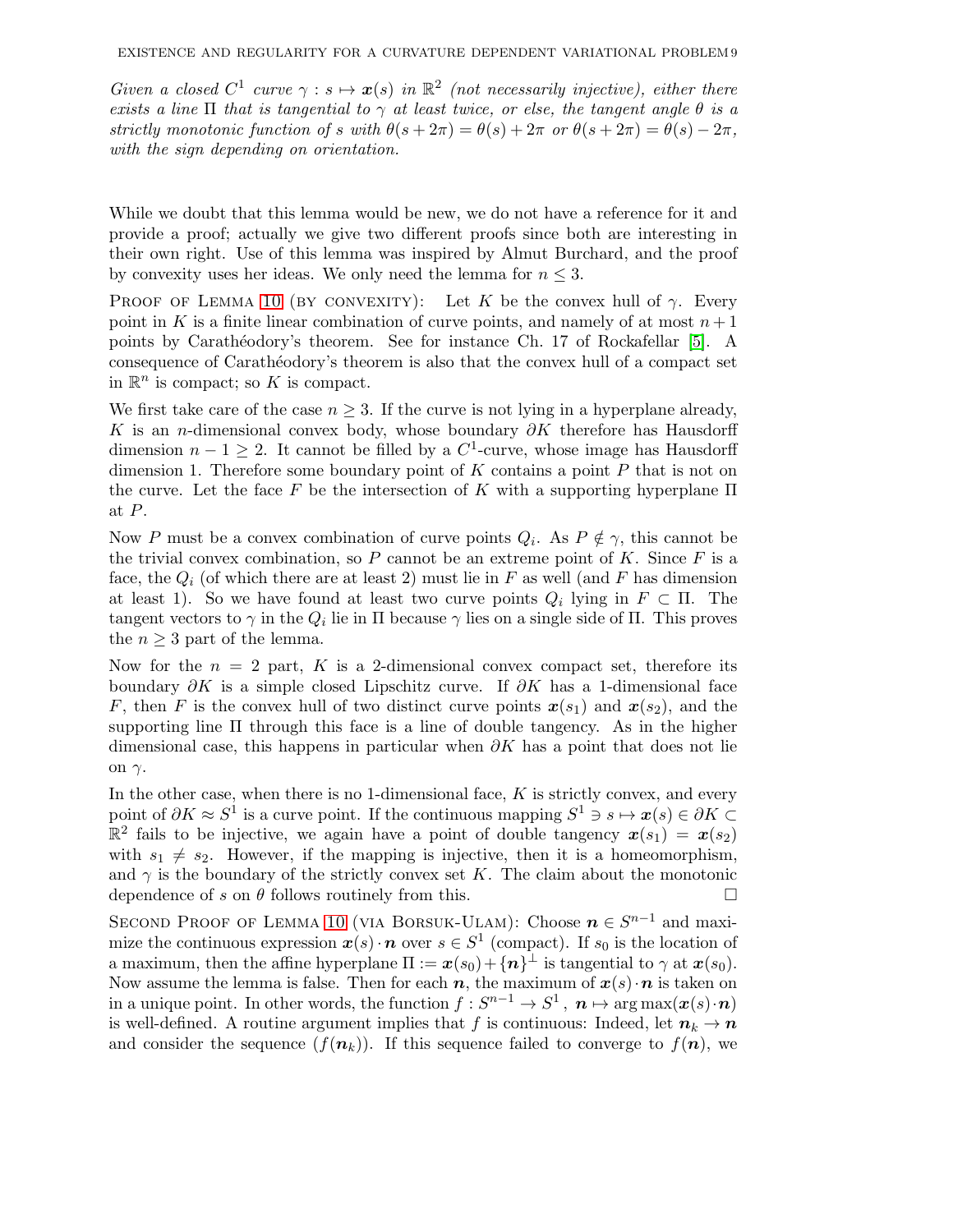*Given a closed $C^1$ curve $\gamma : s \mapsto \boldsymbol{x}(s)$ in $\mathbb{R}^2$ (not necessarily injective), either there exists a line $\Pi$ that is tangential to $\gamma$ at least twice, or else, the tangent angle $\theta$ is a strictly monotonic function of $s$ with $\theta(s+2\pi) = \theta(s) + 2\pi$ or $\theta(s+2\pi) = \theta(s) - 2\pi$, with the sign depending on orientation.*

While we doubt that this lemma would be new, we do not have a reference for it and provide a proof; actually we give two different proofs since both are interesting in their own right. Use of this lemma was inspired by Almut Burchard, and the proof by convexity uses her ideas. We only need the lemma for $n \leq 3$.

Proof of Lemma 10 (by convexity): Let $K$ be the convex hull of $\gamma$. Every point in $K$ is a finite linear combination of curve points, and namely of at most $n+1$ points by Carathéodory's theorem. See for instance Ch. 17 of Rockafellar [5]. A consequence of Carathéodory's theorem is also that the convex hull of a compact set in $\mathbb{R}^n$ is compact; so $K$ is compact.

We first take care of the case $n \geq 3$. If the curve is not lying in a hyperplane already, $K$ is an $n$-dimensional convex body, whose boundary $\partial K$ therefore has Hausdorff dimension $n-1 \geq 2$. It cannot be filled by a $C^1$-curve, whose image has Hausdorff dimension 1. Therefore some boundary point of $K$ contains a point $P$ that is not on the curve. Let the face $F$ be the intersection of $K$ with a supporting hyperplane $\Pi$ at $P$.

Now $P$ must be a convex combination of curve points $Q_i$. As $P \notin \gamma$, this cannot be the trivial convex combination, so $P$ cannot be an extreme point of $K$. Since $F$ is a face, the $Q_i$ (of which there are at least 2) must lie in $F$ as well (and $F$ has dimension at least 1). So we have found at least two curve points $Q_i$ lying in $F \subset \Pi$. The tangent vectors to $\gamma$ in the $Q_i$ lie in $\Pi$ because $\gamma$ lies on a single side of $\Pi$. This proves the $n \geq 3$ part of the lemma.

Now for the $n = 2$ part, $K$ is a 2-dimensional convex compact set, therefore its boundary $\partial K$ is a simple closed Lipschitz curve. If $\partial K$ has a 1-dimensional face $F$, then $F$ is the convex hull of two distinct curve points $\boldsymbol{x}(s_1)$ and $\boldsymbol{x}(s_2)$, and the supporting line $\Pi$ through this face is a line of double tangency. As in the higher dimensional case, this happens in particular when $\partial K$ has a point that does not lie on $\gamma$.

In the other case, when there is no 1-dimensional face, $K$ is strictly convex, and every point of $\partial K \approx S^1$ is a curve point. If the continuous mapping $S^1 \ni s \mapsto \boldsymbol{x}(s) \in \partial K \subset \mathbb{R}^2$ fails to be injective, we again have a point of double tangency $\boldsymbol{x}(s_1) = \boldsymbol{x}(s_2)$ with $s_1 \neq s_2$. However, if the mapping is injective, then it is a homeomorphism, and $\gamma$ is the boundary of the strictly convex set $K$. The claim about the monotonic dependence of $s$ on $\theta$ follows routinely from this. $\square$

Second Proof of Lemma 10 (via Borsuk-Ulam): Choose $\boldsymbol{n} \in S^{n-1}$ and maximize the continuous expression $\boldsymbol{x}(s) \cdot \boldsymbol{n}$ over $s \in S^1$ (compact). If $s_0$ is the location of a maximum, then the affine hyperplane $\Pi := \boldsymbol{x}(s_0) + \{\boldsymbol{n}\}^\perp$ is tangential to $\gamma$ at $\boldsymbol{x}(s_0)$. Now assume the lemma is false. Then for each $\boldsymbol{n}$, the maximum of $\boldsymbol{x}(s) \cdot \boldsymbol{n}$ is taken on in a unique point. In other words, the function $f : S^{n-1} \to S^1$, $\boldsymbol{n} \mapsto \arg\max(\boldsymbol{x}(s) \cdot \boldsymbol{n})$ is well-defined. A routine argument implies that $f$ is continuous: Indeed, let $\boldsymbol{n}_k \to \boldsymbol{n}$ and consider the sequence $(f(\boldsymbol{n}_k))$. If this sequence failed to converge to $f(\boldsymbol{n})$, we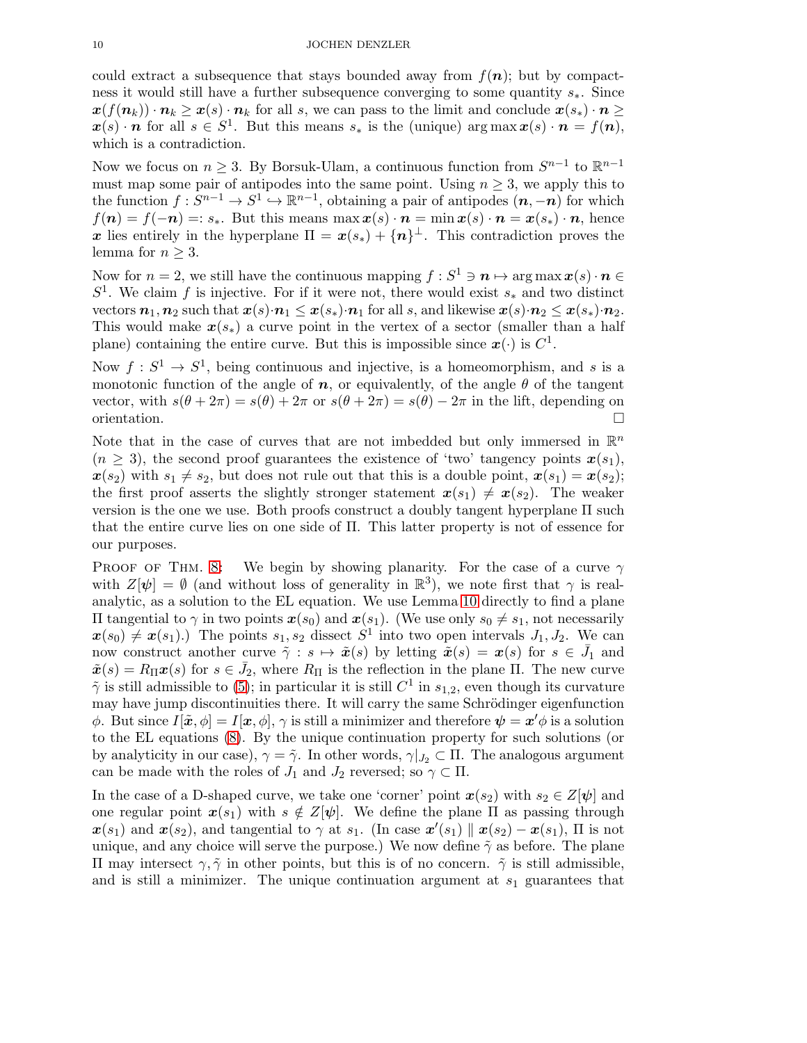could extract a subsequence that stays bounded away from $f(\boldsymbol{n})$; but by compactness it would still have a further subsequence converging to some quantity $s_*$. Since $\boldsymbol{x}(f(\boldsymbol{n}_k))\cdot\boldsymbol{n}_k \geq \boldsymbol{x}(s)\cdot\boldsymbol{n}_k$ for all $s$, we can pass to the limit and conclude $\boldsymbol{x}(s_*)\cdot\boldsymbol{n} \geq \boldsymbol{x}(s)\cdot\boldsymbol{n}$ for all $s \in S^1$. But this means $s_*$ is the (unique) $\arg\max \boldsymbol{x}(s)\cdot\boldsymbol{n} = f(\boldsymbol{n})$, which is a contradiction.

Now we focus on $n \geq 3$. By Borsuk-Ulam, a continuous function from $S^{n-1}$ to $\mathbb{R}^{n-1}$ must map some pair of antipodes into the same point. Using $n \geq 3$, we apply this to the function $f : S^{n-1} \to S^1 \hookrightarrow \mathbb{R}^{n-1}$, obtaining a pair of antipodes $(\boldsymbol{n}, -\boldsymbol{n})$ for which $f(\boldsymbol{n}) = f(-\boldsymbol{n}) =: s_*$. But this means $\max \boldsymbol{x}(s)\cdot\boldsymbol{n} = \min \boldsymbol{x}(s)\cdot\boldsymbol{n} = \boldsymbol{x}(s_*)\cdot\boldsymbol{n}$, hence $\boldsymbol{x}$ lies entirely in the hyperplane $\Pi = \boldsymbol{x}(s_*) + \{\boldsymbol{n}\}^\perp$. This contradiction proves the lemma for $n \geq 3$.

Now for $n = 2$, we still have the continuous mapping $f : S^1 \ni \boldsymbol{n} \mapsto \arg\max \boldsymbol{x}(s)\cdot\boldsymbol{n} \in S^1$. We claim $f$ is injective. For if it were not, there would exist $s_*$ and two distinct vectors $\boldsymbol{n}_1, \boldsymbol{n}_2$ such that $\boldsymbol{x}(s)\cdot\boldsymbol{n}_1 \leq \boldsymbol{x}(s_*)\cdot\boldsymbol{n}_1$ for all $s$, and likewise $\boldsymbol{x}(s)\cdot\boldsymbol{n}_2 \leq \boldsymbol{x}(s_*)\cdot\boldsymbol{n}_2$. This would make $\boldsymbol{x}(s_*)$ a curve point in the vertex of a sector (smaller than a half plane) containing the entire curve. But this is impossible since $\boldsymbol{x}(\cdot)$ is $C^1$.

Now $f : S^1 \to S^1$, being continuous and injective, is a homeomorphism, and $s$ is a monotonic function of the angle of $\boldsymbol{n}$, or equivalently, of the angle $\theta$ of the tangent vector, with $s(\theta + 2\pi) = s(\theta) + 2\pi$ or $s(\theta + 2\pi) = s(\theta) - 2\pi$ in the lift, depending on orientation. $\square$

Note that in the case of curves that are not imbedded but only immersed in $\mathbb{R}^n$ ($n \geq 3$), the second proof guarantees the existence of 'two' tangency points $\boldsymbol{x}(s_1)$, $\boldsymbol{x}(s_2)$ with $s_1 \neq s_2$, but does not rule out that this is a double point, $\boldsymbol{x}(s_1) = \boldsymbol{x}(s_2)$; the first proof asserts the slightly stronger statement $\boldsymbol{x}(s_1) \neq \boldsymbol{x}(s_2)$. The weaker version is the one we use. Both proofs construct a doubly tangent hyperplane $\Pi$ such that the entire curve lies on one side of $\Pi$. This latter property is not of essence for our purposes.

Proof of Thm. 8: We begin by showing planarity. For the case of a curve $\gamma$ with $Z[\boldsymbol{\psi}] = \emptyset$ (and without loss of generality in $\mathbb{R}^3$), we note first that $\gamma$ is real-analytic, as a solution to the EL equation. We use Lemma 10 directly to find a plane $\Pi$ tangential to $\gamma$ in two points $\boldsymbol{x}(s_0)$ and $\boldsymbol{x}(s_1)$. (We use only $s_0 \neq s_1$, not necessarily $\boldsymbol{x}(s_0) \neq \boldsymbol{x}(s_1)$.) The points $s_1, s_2$ dissect $S^1$ into two open intervals $J_1, J_2$. We can now construct another curve $\tilde{\gamma} : s \mapsto \tilde{\boldsymbol{x}}(s)$ by letting $\tilde{\boldsymbol{x}}(s) = \boldsymbol{x}(s)$ for $s \in \bar{J}_1$ and $\tilde{\boldsymbol{x}}(s) = R_\Pi \boldsymbol{x}(s)$ for $s \in \bar{J}_2$, where $R_\Pi$ is the reflection in the plane $\Pi$. The new curve $\tilde{\gamma}$ is still admissible to (5); in particular it is still $C^1$ in $s_{1,2}$, even though its curvature may have jump discontinuities there. It will carry the same Schrödinger eigenfunction $\phi$. But since $I[\tilde{\boldsymbol{x}}, \phi] = I[\boldsymbol{x}, \phi]$, $\gamma$ is still a minimizer and therefore $\boldsymbol{\psi} = \boldsymbol{x}'\phi$ is a solution to the EL equations (8). By the unique continuation property for such solutions (or by analyticity in our case), $\gamma = \tilde{\gamma}$. In other words, $\gamma|_{J_2} \subset \Pi$. The analogous argument can be made with the roles of $J_1$ and $J_2$ reversed; so $\gamma \subset \Pi$.

In the case of a D-shaped curve, we take one 'corner' point $\boldsymbol{x}(s_2)$ with $s_2 \in Z[\boldsymbol{\psi}]$ and one regular point $\boldsymbol{x}(s_1)$ with $s \notin Z[\boldsymbol{\psi}]$. We define the plane $\Pi$ as passing through $\boldsymbol{x}(s_1)$ and $\boldsymbol{x}(s_2)$, and tangential to $\gamma$ at $s_1$. (In case $\boldsymbol{x}'(s_1) \parallel \boldsymbol{x}(s_2) - \boldsymbol{x}(s_1)$, $\Pi$ is not unique, and any choice will serve the purpose.) We now define $\tilde{\gamma}$ as before. The plane $\Pi$ may intersect $\gamma, \tilde{\gamma}$ in other points, but this is of no concern. $\tilde{\gamma}$ is still admissible, and is still a minimizer. The unique continuation argument at $s_1$ guarantees that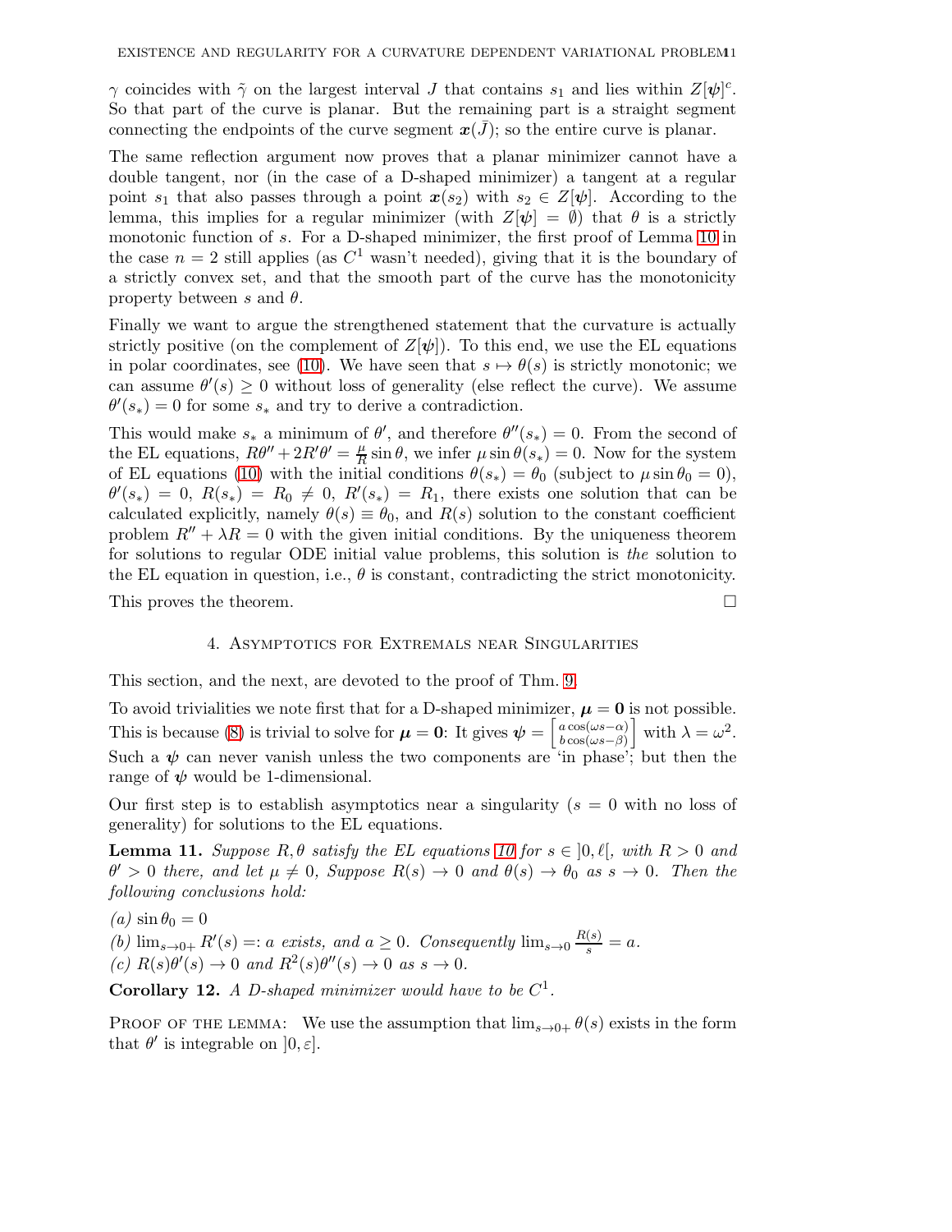$\gamma$ coincides with $\tilde{\gamma}$ on the largest interval $J$ that contains $s_1$ and lies within $Z[\boldsymbol{\psi}]^c$. So that part of the curve is planar. But the remaining part is a straight segment connecting the endpoints of the curve segment $\boldsymbol{x}(\bar{J})$; so the entire curve is planar.

The same reflection argument now proves that a planar minimizer cannot have a double tangent, nor (in the case of a D-shaped minimizer) a tangent at a regular point $s_1$ that also passes through a point $\boldsymbol{x}(s_2)$ with $s_2 \in Z[\boldsymbol{\psi}]$. According to the lemma, this implies for a regular minimizer (with $Z[\boldsymbol{\psi}] = \emptyset$) that $\theta$ is a strictly monotonic function of $s$. For a D-shaped minimizer, the first proof of Lemma 10 in the case $n = 2$ still applies (as $C^1$ wasn't needed), giving that it is the boundary of a strictly convex set, and that the smooth part of the curve has the monotonicity property between $s$ and $\theta$.

Finally we want to argue the strengthened statement that the curvature is actually strictly positive (on the complement of $Z[\boldsymbol{\psi}]$). To this end, we use the EL equations in polar coordinates, see (10). We have seen that $s \mapsto \theta(s)$ is strictly monotonic; we can assume $\theta'(s) \geq 0$ without loss of generality (else reflect the curve). We assume $\theta'(s_*) = 0$ for some $s_*$ and try to derive a contradiction.

This would make $s_*$ a minimum of $\theta'$, and therefore $\theta''(s_*) = 0$. From the second of the EL equations, $R\theta'' + 2R'\theta' = \frac{\mu}{R}\sin\theta$, we infer $\mu \sin\theta(s_*) = 0$. Now for the system of EL equations (10) with the initial conditions $\theta(s_*) = \theta_0$ (subject to $\mu \sin\theta_0 = 0$), $\theta'(s_*) = 0$, $R(s_*) = R_0 \neq 0$, $R'(s_*) = R_1$, there exists one solution that can be calculated explicitly, namely $\theta(s) \equiv \theta_0$, and $R(s)$ solution to the constant coefficient problem $R'' + \lambda R = 0$ with the given initial conditions. By the uniqueness theorem for solutions to regular ODE initial value problems, this solution is *the* solution to the EL equation in question, i.e., $\theta$ is constant, contradicting the strict monotonicity.

This proves the theorem. $\square$

## 4. Asymptotics for Extremals near Singularities

This section, and the next, are devoted to the proof of Thm. 9.

To avoid trivialities we note first that for a D-shaped minimizer, $\boldsymbol{\mu} = \boldsymbol{0}$ is not possible. This is because (8) is trivial to solve for $\boldsymbol{\mu} = \boldsymbol{0}$: It gives $\boldsymbol{\psi} = \begin{bmatrix} a\cos(\omega s - \alpha) \\ b\cos(\omega s - \beta) \end{bmatrix}$ with $\lambda = \omega^2$. Such a $\boldsymbol{\psi}$ can never vanish unless the two components are 'in phase'; but then the range of $\boldsymbol{\psi}$ would be 1-dimensional.

Our first step is to establish asymptotics near a singularity ($s = 0$ with no loss of generality) for solutions to the EL equations.

**Lemma 11.** *Suppose $R, \theta$ satisfy the EL equations 10 for $s \in \, ]0, \ell[$, with $R > 0$ and $\theta' > 0$ there, and let $\mu \neq 0$, Suppose $R(s) \to 0$ and $\theta(s) \to \theta_0$ as $s \to 0$. Then the following conclusions hold:*

*(a)* $\sin\theta_0 = 0$
*(b)* $\lim_{s\to 0+} R'(s) =: a$ *exists, and* $a \geq 0$. *Consequently* $\lim_{s\to 0} \frac{R(s)}{s} = a$.
*(c)* $R(s)\theta'(s) \to 0$ *and* $R^2(s)\theta''(s) \to 0$ *as* $s \to 0$.

**Corollary 12.** *A D-shaped minimizer would have to be $C^1$.*

Proof of the lemma: We use the assumption that $\lim_{s\to 0+} \theta(s)$ exists in the form that $\theta'$ is integrable on $]0, \varepsilon]$.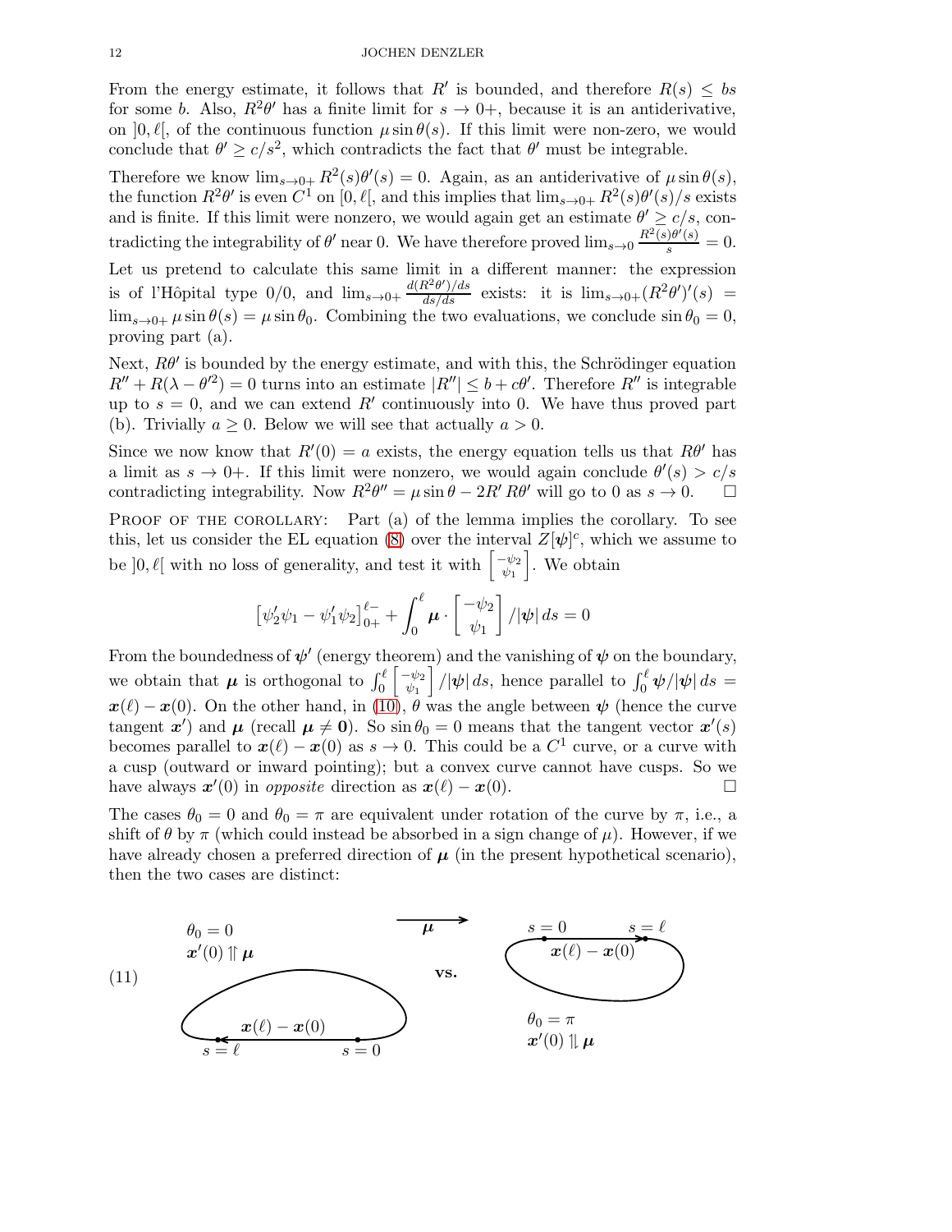From the energy estimate, it follows that $R'$ is bounded, and therefore $R(s) \le bs$ for some $b$. Also, $R^2\theta'$ has a finite limit for $s \to 0+$, because it is an antiderivative, on $]0,\ell[$, of the continuous function $\mu \sin\theta(s)$. If this limit were non-zero, we would conclude that $\theta' \ge c/s^2$, which contradicts the fact that $\theta'$ must be integrable.

Therefore we know $\lim_{s\to 0+} R^2(s)\theta'(s) = 0$. Again, as an antiderivative of $\mu\sin\theta(s)$, the function $R^2\theta'$ is even $C^1$ on $[0,\ell[$, and this implies that $\lim_{s\to 0+} R^2(s)\theta'(s)/s$ exists and is finite. If this limit were nonzero, we would again get an estimate $\theta' \ge c/s$, contradicting the integrability of $\theta'$ near 0. We have therefore proved $\lim_{s\to 0} \frac{R^2(s)\theta'(s)}{s} = 0$.

Let us pretend to calculate this same limit in a different manner: the expression is of l'Hôpital type 0/0, and $\lim_{s\to 0+} \frac{d(R^2\theta')/ds}{ds/ds}$ exists: it is $\lim_{s\to 0+}(R^2\theta')'(s) = \lim_{s\to 0+} \mu \sin\theta(s) = \mu\sin\theta_0$. Combining the two evaluations, we conclude $\sin\theta_0 = 0$, proving part (a).

Next, $R\theta'$ is bounded by the energy estimate, and with this, the Schrödinger equation $R'' + R(\lambda - \theta'^2) = 0$ turns into an estimate $|R''| \le b + c\theta'$. Therefore $R''$ is integrable up to $s = 0$, and we can extend $R'$ continuously into 0. We have thus proved part (b). Trivially $a \ge 0$. Below we will see that actually $a > 0$.

Since we now know that $R'(0) = a$ exists, the energy equation tells us that $R\theta'$ has a limit as $s \to 0+$. If this limit were nonzero, we would again conclude $\theta'(s) > c/s$ contradicting integrability. Now $R^2\theta'' = \mu\sin\theta - 2R'\,R\theta'$ will go to 0 as $s \to 0$. $\square$

Proof of the corollary: Part (a) of the lemma implies the corollary. To see this, let us consider the EL equation (8) over the interval $Z[\boldsymbol{\psi}]^c$, which we assume to be $]0,\ell[$ with no loss of generality, and test it with $\begin{bmatrix} -\psi_2 \\ \psi_1 \end{bmatrix}$. We obtain

$$\left[\psi_2'\psi_1 - \psi_1'\psi_2\right]_{0+}^{\ell-} + \int_0^\ell \boldsymbol{\mu}\cdot \begin{bmatrix} -\psi_2 \\ \psi_1 \end{bmatrix} /|\boldsymbol{\psi}|\, ds = 0$$

From the boundedness of $\boldsymbol{\psi}'$ (energy theorem) and the vanishing of $\boldsymbol{\psi}$ on the boundary, we obtain that $\boldsymbol{\mu}$ is orthogonal to $\int_0^\ell \begin{bmatrix} -\psi_2 \\ \psi_1 \end{bmatrix} /|\boldsymbol{\psi}|\, ds$, hence parallel to $\int_0^\ell \boldsymbol{\psi}/|\boldsymbol{\psi}|\, ds = \boldsymbol{x}(\ell) - \boldsymbol{x}(0)$. On the other hand, in (10), $\theta$ was the angle between $\boldsymbol{\psi}$ (hence the curve tangent $\boldsymbol{x}'$) and $\boldsymbol{\mu}$ (recall $\boldsymbol{\mu} \ne \boldsymbol{0}$). So $\sin\theta_0 = 0$ means that the tangent vector $\boldsymbol{x}'(s)$ becomes parallel to $\boldsymbol{x}(\ell) - \boldsymbol{x}(0)$ as $s \to 0$. This could be a $C^1$ curve, or a curve with a cusp (outward or inward pointing); but a convex curve cannot have cusps. So we have always $\boldsymbol{x}'(0)$ in *opposite* direction as $\boldsymbol{x}(\ell) - \boldsymbol{x}(0)$. $\square$

The cases $\theta_0 = 0$ and $\theta_0 = \pi$ are equivalent under rotation of the curve by $\pi$, i.e., a shift of $\theta$ by $\pi$ (which could instead be absorbed in a sign change of $\mu$). However, if we have already chosen a preferred direction of $\boldsymbol{\mu}$ (in the present hypothetical scenario), then the two cases are distinct:

(11) $\theta_0 = 0$, $\boldsymbol{x}'(0) \upuparrows \boldsymbol{\mu}$ (curve from $s = 0$ to $s = \ell$, with $\boldsymbol{x}(\ell) - \boldsymbol{x}(0)$) **vs.** $\theta_0 = \pi$, $\boldsymbol{x}'(0) \uparrow\downarrow \boldsymbol{\mu}$ (curve from $s = 0$ to $s = \ell$, with $\boldsymbol{x}(\ell) - \boldsymbol{x}(0)$); direction of $\boldsymbol{\mu}$ indicated by arrow.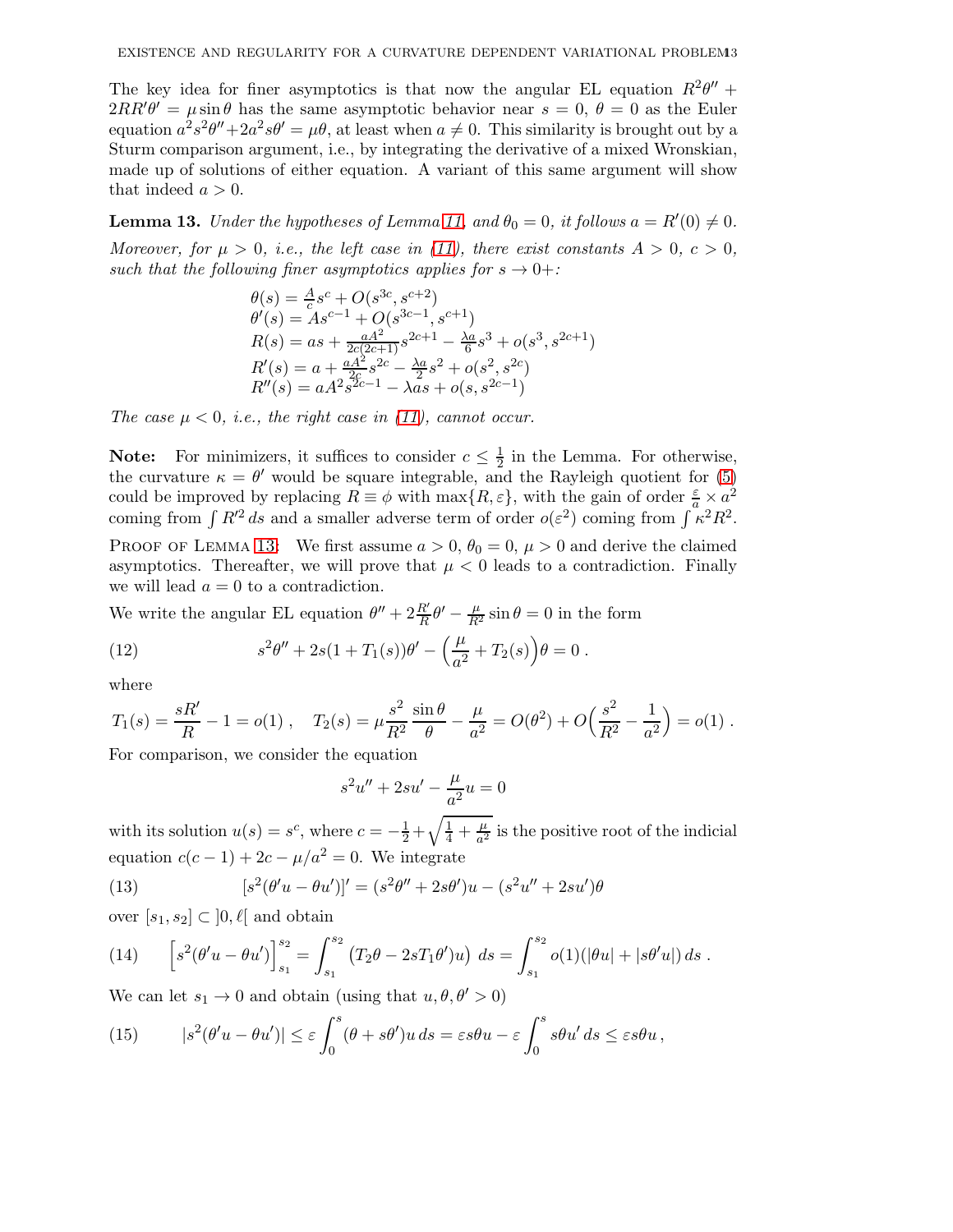The key idea for finer asymptotics is that now the angular EL equation $R^2\theta'' + 2RR'\theta' = \mu \sin\theta$ has the same asymptotic behavior near $s = 0$, $\theta = 0$ as the Euler equation $a^2s^2\theta''+2a^2s\theta' = \mu\theta$, at least when $a \neq 0$. This similarity is brought out by a Sturm comparison argument, i.e., by integrating the derivative of a mixed Wronskian, made up of solutions of either equation. A variant of this same argument will show that indeed $a > 0$.

**Lemma 13.** *Under the hypotheses of Lemma 11, and $\theta_0 = 0$, it follows $a = R'(0) \neq 0$. Moreover, for $\mu > 0$, i.e., the left case in (11), there exist constants $A > 0$, $c > 0$, such that the following finer asymptotics applies for $s \to 0+$:*

$$
\begin{aligned}
\theta(s) &= \tfrac{A}{c}s^c + O(s^{3c}, s^{c+2})\\
\theta'(s) &= As^{c-1} + O(s^{3c-1}, s^{c+1})\\
R(s) &= as + \tfrac{aA^2}{2c(2c+1)}s^{2c+1} - \tfrac{\lambda a}{6}s^3 + o(s^3, s^{2c+1})\\
R'(s) &= a + \tfrac{aA^2}{2c}s^{2c} - \tfrac{\lambda a}{2}s^2 + o(s^2, s^{2c})\\
R''(s) &= aA^2s^{2c-1} - \lambda as + o(s, s^{2c-1})
\end{aligned}
$$

*The case $\mu < 0$, i.e., the right case in (11), cannot occur.*

**Note:** For minimizers, it suffices to consider $c \leq \frac{1}{2}$ in the Lemma. For otherwise, the curvature $\kappa = \theta'$ would be square integrable, and the Rayleigh quotient for (5) could be improved by replacing $R \equiv \phi$ with $\max\{R, \varepsilon\}$, with the gain of order $\frac{\varepsilon}{a} \times a^2$ coming from $\int R'^2\,ds$ and a smaller adverse term of order $o(\varepsilon^2)$ coming from $\int \kappa^2R^2$.

Proof of Lemma 13: We first assume $a > 0$, $\theta_0 = 0$, $\mu > 0$ and derive the claimed asymptotics. Thereafter, we will prove that $\mu < 0$ leads to a contradiction. Finally we will lead $a = 0$ to a contradiction.

We write the angular EL equation $\theta'' + 2\frac{R'}{R}\theta' - \frac{\mu}{R^2}\sin\theta = 0$ in the form

$$
s^2\theta'' + 2s(1 + T_1(s))\theta' - \Big(\frac{\mu}{a^2} + T_2(s)\Big)\theta = 0\,. \tag{12}
$$

where

$$
T_1(s) = \frac{sR'}{R} - 1 = o(1)\,, \quad T_2(s) = \mu\frac{s^2}{R^2}\frac{\sin\theta}{\theta} - \frac{\mu}{a^2} = O(\theta^2) + O\Big(\frac{s^2}{R^2} - \frac{1}{a^2}\Big) = o(1)\,.
$$

For comparison, we consider the equation

$$
s^2u'' + 2su' - \frac{\mu}{a^2}u = 0
$$

with its solution $u(s) = s^c$, where $c = -\frac{1}{2}+\sqrt{\frac{1}{4}+\frac{\mu}{a^2}}$ is the positive root of the indicial equation $c(c-1) + 2c - \mu/a^2 = 0$. We integrate

$$
[s^2(\theta'u - \theta u')]' = (s^2\theta'' + 2s\theta')u - (s^2u'' + 2su')\theta \tag{13}
$$

over $[s_1, s_2] \subset ]0, \ell[$ and obtain

$$
\Big[s^2(\theta'u - \theta u')\Big]_{s_1}^{s_2} = \int_{s_1}^{s_2} \big(T_2\theta - 2sT_1\theta')u\big)\,ds = \int_{s_1}^{s_2} o(1)(|\theta u| + |s\theta'u|)\,ds\,. \tag{14}
$$

We can let $s_1 \to 0$ and obtain (using that $u, \theta, \theta' > 0$)

$$
|s^2(\theta'u - \theta u')| \leq \varepsilon\int_0^s (\theta + s\theta')u\,ds = \varepsilon s\theta u - \varepsilon\int_0^s s\theta u'\,ds \leq \varepsilon s\theta u\,, \tag{15}
$$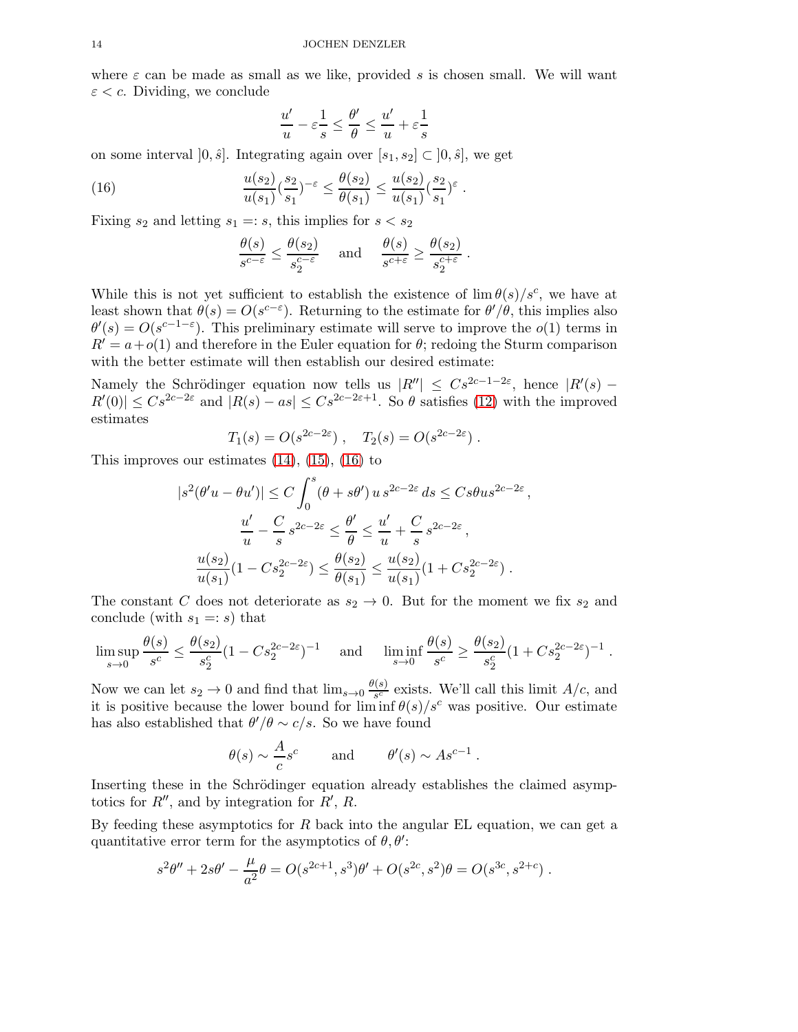where $\varepsilon$ can be made as small as we like, provided $s$ is chosen small. We will want $\varepsilon < c$. Dividing, we conclude

$$\frac{u'}{u} - \varepsilon\frac{1}{s} \le \frac{\theta'}{\theta} \le \frac{u'}{u} + \varepsilon\frac{1}{s}$$

on some interval $]0,\hat{s}]$. Integrating again over $[s_1,s_2] \subset ]0,\hat{s}]$, we get

$$\frac{u(s_2)}{u(s_1)}\left(\frac{s_2}{s_1}\right)^{-\varepsilon} \le \frac{\theta(s_2)}{\theta(s_1)} \le \frac{u(s_2)}{u(s_1)}\left(\frac{s_2}{s_1}\right)^{\varepsilon} . \tag{16}$$

Fixing $s_2$ and letting $s_1 =: s$, this implies for $s < s_2$

$$\frac{\theta(s)}{s^{c-\varepsilon}} \le \frac{\theta(s_2)}{s_2^{c-\varepsilon}} \quad \text{and} \quad \frac{\theta(s)}{s^{c+\varepsilon}} \ge \frac{\theta(s_2)}{s_2^{c+\varepsilon}} .$$

While this is not yet sufficient to establish the existence of $\lim \theta(s)/s^c$, we have at least shown that $\theta(s) = O(s^{c-\varepsilon})$. Returning to the estimate for $\theta'/\theta$, this implies also $\theta'(s) = O(s^{c-1-\varepsilon})$. This preliminary estimate will serve to improve the $o(1)$ terms in $R' = a + o(1)$ and therefore in the Euler equation for $\theta$; redoing the Sturm comparison with the better estimate will then establish our desired estimate:

Namely the Schrödinger equation now tells us $|R''| \le Cs^{2c-1-2\varepsilon}$, hence $|R'(s) - R'(0)| \le Cs^{2c-2\varepsilon}$ and $|R(s) - as| \le Cs^{2c-2\varepsilon+1}$. So $\theta$ satisfies (12) with the improved estimates

$$T_1(s) = O(s^{2c-2\varepsilon}) , \quad T_2(s) = O(s^{2c-2\varepsilon}) .$$

This improves our estimates (14), (15), (16) to

$$|s^2(\theta' u - \theta u')| \le C\int_0^s (\theta + s\theta')\, u\, s^{2c-2\varepsilon}\, ds \le Cs\theta u s^{2c-2\varepsilon} ,$$

$$\frac{u'}{u} - \frac{C}{s}\, s^{2c-2\varepsilon} \le \frac{\theta'}{\theta} \le \frac{u'}{u} + \frac{C}{s}\, s^{2c-2\varepsilon} ,$$

$$\frac{u(s_2)}{u(s_1)}(1 - Cs_2^{2c-2\varepsilon}) \le \frac{\theta(s_2)}{\theta(s_1)} \le \frac{u(s_2)}{u(s_1)}(1 + Cs_2^{2c-2\varepsilon}) .$$

The constant $C$ does not deteriorate as $s_2 \to 0$. But for the moment we fix $s_2$ and conclude (with $s_1 =: s$) that

$$\limsup_{s\to 0} \frac{\theta(s)}{s^c} \le \frac{\theta(s_2)}{s_2^c}(1 - Cs_2^{2c-2\varepsilon})^{-1} \quad \text{and} \quad \liminf_{s\to 0} \frac{\theta(s)}{s^c} \ge \frac{\theta(s_2)}{s_2^c}(1 + Cs_2^{2c-2\varepsilon})^{-1} .$$

Now we can let $s_2 \to 0$ and find that $\lim_{s\to 0} \frac{\theta(s)}{s^c}$ exists. We'll call this limit $A/c$, and it is positive because the lower bound for $\liminf \theta(s)/s^c$ was positive. Our estimate has also established that $\theta'/\theta \sim c/s$. So we have found

$$\theta(s) \sim \frac{A}{c}s^c \qquad \text{and} \qquad \theta'(s) \sim As^{c-1} .$$

Inserting these in the Schrödinger equation already establishes the claimed asymptotics for $R''$, and by integration for $R'$, $R$.

By feeding these asymptotics for $R$ back into the angular EL equation, we can get a quantitative error term for the asymptotics of $\theta, \theta'$:

$$s^2\theta'' + 2s\theta' - \frac{\mu}{a^2}\theta = O(s^{2c+1}, s^3)\theta' + O(s^{2c}, s^2)\theta = O(s^{3c}, s^{2+c}) .$$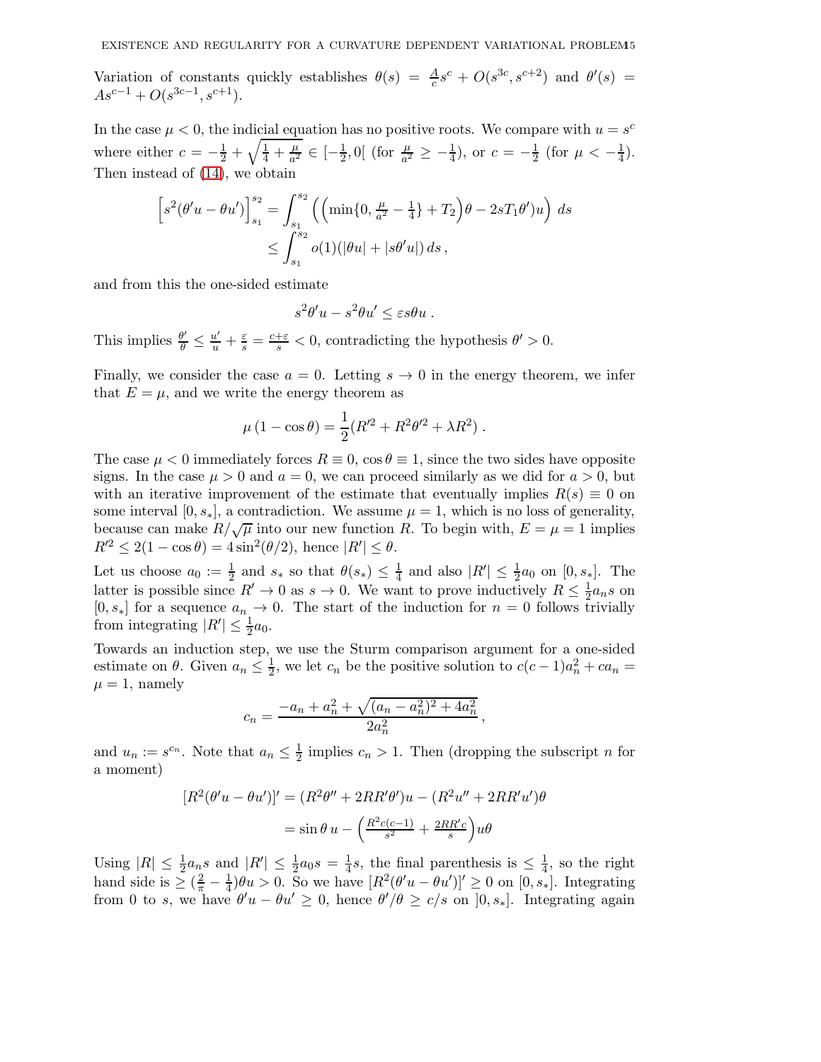Variation of constants quickly establishes $\theta(s) = \frac{A}{c}s^c + O(s^{3c}, s^{c+2})$ and $\theta'(s) = As^{c-1} + O(s^{3c-1}, s^{c+1})$.

In the case $\mu < 0$, the indicial equation has no positive roots. We compare with $u = s^c$ where either $c = -\frac{1}{2} + \sqrt{\frac{1}{4} + \frac{\mu}{a^2}} \in [-\frac{1}{2}, 0[$ (for $\frac{\mu}{a^2} \geq -\frac{1}{4}$), or $c = -\frac{1}{2}$ (for $\mu < -\frac{1}{4}$). Then instead of (14), we obtain

$$\Big[s^2(\theta' u - \theta u')\Big]_{s_1}^{s_2} = \int_{s_1}^{s_2} \Big( \Big(\min\{0, \tfrac{\mu}{a^2} - \tfrac{1}{4}\} + T_2\Big)\theta - 2sT_1\theta')u\Big)\, ds$$
$$\leq \int_{s_1}^{s_2} o(1)(|\theta u| + |s\theta' u|)\, ds\,,$$

and from this the one-sided estimate

$$s^2\theta' u - s^2\theta u' \leq \varepsilon s\theta u\,.$$

This implies $\frac{\theta'}{\theta} \leq \frac{u'}{u} + \frac{\varepsilon}{s} = \frac{c+\varepsilon}{s} < 0$, contradicting the hypothesis $\theta' > 0$.

Finally, we consider the case $a = 0$. Letting $s \to 0$ in the energy theorem, we infer that $E = \mu$, and we write the energy theorem as

$$\mu\,(1 - \cos\theta) = \frac{1}{2}(R'^2 + R^2\theta'^2 + \lambda R^2)\,.$$

The case $\mu < 0$ immediately forces $R \equiv 0$, $\cos\theta \equiv 1$, since the two sides have opposite signs. In the case $\mu > 0$ and $a = 0$, we can proceed similarly as we did for $a > 0$, but with an iterative improvement of the estimate that eventually implies $R(s) \equiv 0$ on some interval $[0, s_*]$, a contradiction. We assume $\mu = 1$, which is no loss of generality, because can make $R/\sqrt{\mu}$ into our new function $R$. To begin with, $E = \mu = 1$ implies $R'^2 \leq 2(1 - \cos\theta) = 4\sin^2(\theta/2)$, hence $|R'| \leq \theta$.

Let us choose $a_0 := \frac{1}{2}$ and $s_*$ so that $\theta(s_*) \leq \frac{1}{4}$ and also $|R'| \leq \frac{1}{2}a_0$ on $[0, s_*]$. The latter is possible since $R' \to 0$ as $s \to 0$. We want to prove inductively $R \leq \frac{1}{2}a_n s$ on $[0, s_*]$ for a sequence $a_n \to 0$. The start of the induction for $n = 0$ follows trivially from integrating $|R'| \leq \frac{1}{2}a_0$.

Towards an induction step, we use the Sturm comparison argument for a one-sided estimate on $\theta$. Given $a_n \leq \frac{1}{2}$, we let $c_n$ be the positive solution to $c(c-1)a_n^2 + ca_n = \mu = 1$, namely

$$c_n = \frac{-a_n + a_n^2 + \sqrt{(a_n - a_n^2)^2 + 4a_n^2}}{2a_n^2}\,,$$

and $u_n := s^{c_n}$. Note that $a_n \leq \frac{1}{2}$ implies $c_n > 1$. Then (dropping the subscript $n$ for a moment)

$$[R^2(\theta' u - \theta u')]' = (R^2\theta'' + 2RR'\theta')u - (R^2 u'' + 2RR'u')\theta$$
$$= \sin\theta\, u - \Big(\tfrac{R^2 c(c-1)}{s^2} + \tfrac{2RR'c}{s}\Big)u\theta$$

Using $|R| \leq \frac{1}{2}a_n s$ and $|R'| \leq \frac{1}{2}a_0 s = \frac{1}{4}s$, the final parenthesis is $\leq \frac{1}{4}$, so the right hand side is $\geq (\frac{2}{\pi} - \frac{1}{4})\theta u > 0$. So we have $[R^2(\theta' u - \theta u')]' \geq 0$ on $[0, s_*]$. Integrating from 0 to $s$, we have $\theta' u - \theta u' \geq 0$, hence $\theta'/\theta \geq c/s$ on $]0, s_*]$. Integrating again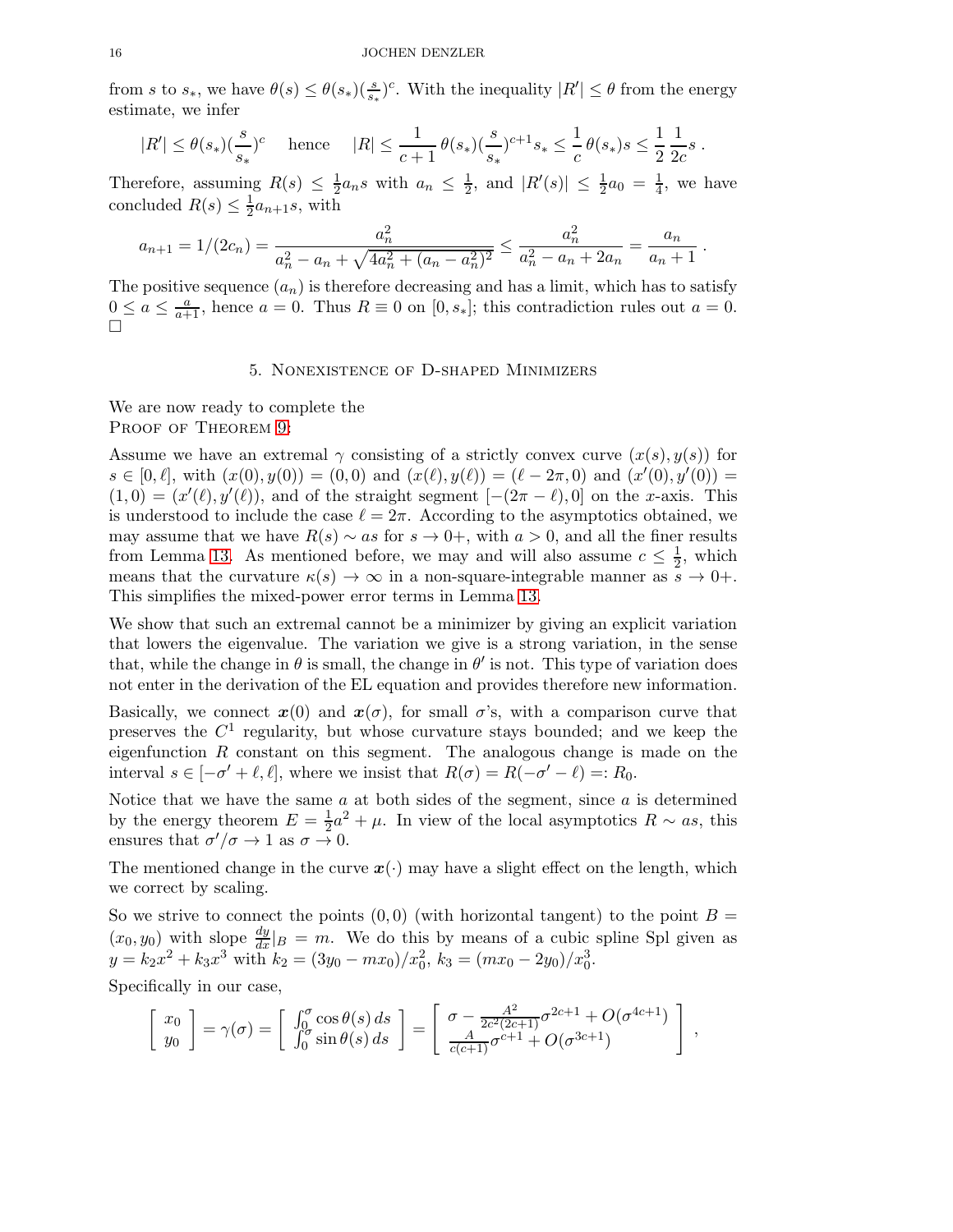from $s$ to $s_*$, we have $\theta(s) \le \theta(s_*)(\frac{s}{s_*})^c$. With the inequality $|R'| \le \theta$ from the energy estimate, we infer

$$|R'| \le \theta(s_*)(\frac{s}{s_*})^c \quad \text{hence} \quad |R| \le \frac{1}{c+1}\,\theta(s_*)(\frac{s}{s_*})^{c+1}s_* \le \frac{1}{c}\,\theta(s_*)s \le \frac{1}{2}\,\frac{1}{2c}s\ .$$

Therefore, assuming $R(s) \le \frac{1}{2}a_n s$ with $a_n \le \frac{1}{2}$, and $|R'(s)| \le \frac{1}{2}a_0 = \frac{1}{4}$, we have concluded $R(s) \le \frac{1}{2}a_{n+1}s$, with

$$a_{n+1} = 1/(2c_n) = \frac{a_n^2}{a_n^2 - a_n + \sqrt{4a_n^2 + (a_n - a_n^2)^2}} \le \frac{a_n^2}{a_n^2 - a_n + 2a_n} = \frac{a_n}{a_n + 1}\ .$$

The positive sequence $(a_n)$ is therefore decreasing and has a limit, which has to satisfy $0 \le a \le \frac{a}{a+1}$, hence $a = 0$. Thus $R \equiv 0$ on $[0, s_*]$; this contradiction rules out $a = 0$.
$\square$

## 5. Nonexistence of D-shaped Minimizers

We are now ready to complete the
Proof of Theorem 9:

Assume we have an extremal $\gamma$ consisting of a strictly convex curve $(x(s), y(s))$ for $s \in [0, \ell]$, with $(x(0), y(0)) = (0, 0)$ and $(x(\ell), y(\ell)) = (\ell - 2\pi, 0)$ and $(x'(0), y'(0)) = (1, 0) = (x'(\ell), y'(\ell))$, and of the straight segment $[-(2\pi - \ell), 0]$ on the $x$-axis. This is understood to include the case $\ell = 2\pi$. According to the asymptotics obtained, we may assume that we have $R(s) \sim as$ for $s \to 0+$, with $a > 0$, and all the finer results from Lemma 13. As mentioned before, we may and will also assume $c \le \frac{1}{2}$, which means that the curvature $\kappa(s) \to \infty$ in a non-square-integrable manner as $s \to 0+$. This simplifies the mixed-power error terms in Lemma 13.

We show that such an extremal cannot be a minimizer by giving an explicit variation that lowers the eigenvalue. The variation we give is a strong variation, in the sense that, while the change in $\theta$ is small, the change in $\theta'$ is not. This type of variation does not enter in the derivation of the EL equation and provides therefore new information.

Basically, we connect $\boldsymbol{x}(0)$ and $\boldsymbol{x}(\sigma)$, for small $\sigma$'s, with a comparison curve that preserves the $C^1$ regularity, but whose curvature stays bounded; and we keep the eigenfunction $R$ constant on this segment. The analogous change is made on the interval $s \in [-\sigma' + \ell, \ell]$, where we insist that $R(\sigma) = R(-\sigma' - \ell) =: R_0$.

Notice that we have the same $a$ at both sides of the segment, since $a$ is determined by the energy theorem $E = \frac{1}{2}a^2 + \mu$. In view of the local asymptotics $R \sim as$, this ensures that $\sigma'/\sigma \to 1$ as $\sigma \to 0$.

The mentioned change in the curve $\boldsymbol{x}(\cdot)$ may have a slight effect on the length, which we correct by scaling.

So we strive to connect the points $(0, 0)$ (with horizontal tangent) to the point $B = (x_0, y_0)$ with slope $\frac{dy}{dx}|_B = m$. We do this by means of a cubic spline Spl given as $y = k_2x^2 + k_3x^3$ with $k_2 = (3y_0 - mx_0)/x_0^2$, $k_3 = (mx_0 - 2y_0)/x_0^3$.

Specifically in our case,

$$\begin{bmatrix} x_0 \\ y_0 \end{bmatrix} = \gamma(\sigma) = \begin{bmatrix} \int_0^\sigma \cos\theta(s)\,ds \\ \int_0^\sigma \sin\theta(s)\,ds \end{bmatrix} = \begin{bmatrix} \sigma - \frac{A^2}{2c^2(2c+1)}\sigma^{2c+1} + O(\sigma^{4c+1}) \\ \frac{A}{c(c+1)}\sigma^{c+1} + O(\sigma^{3c+1}) \end{bmatrix},$$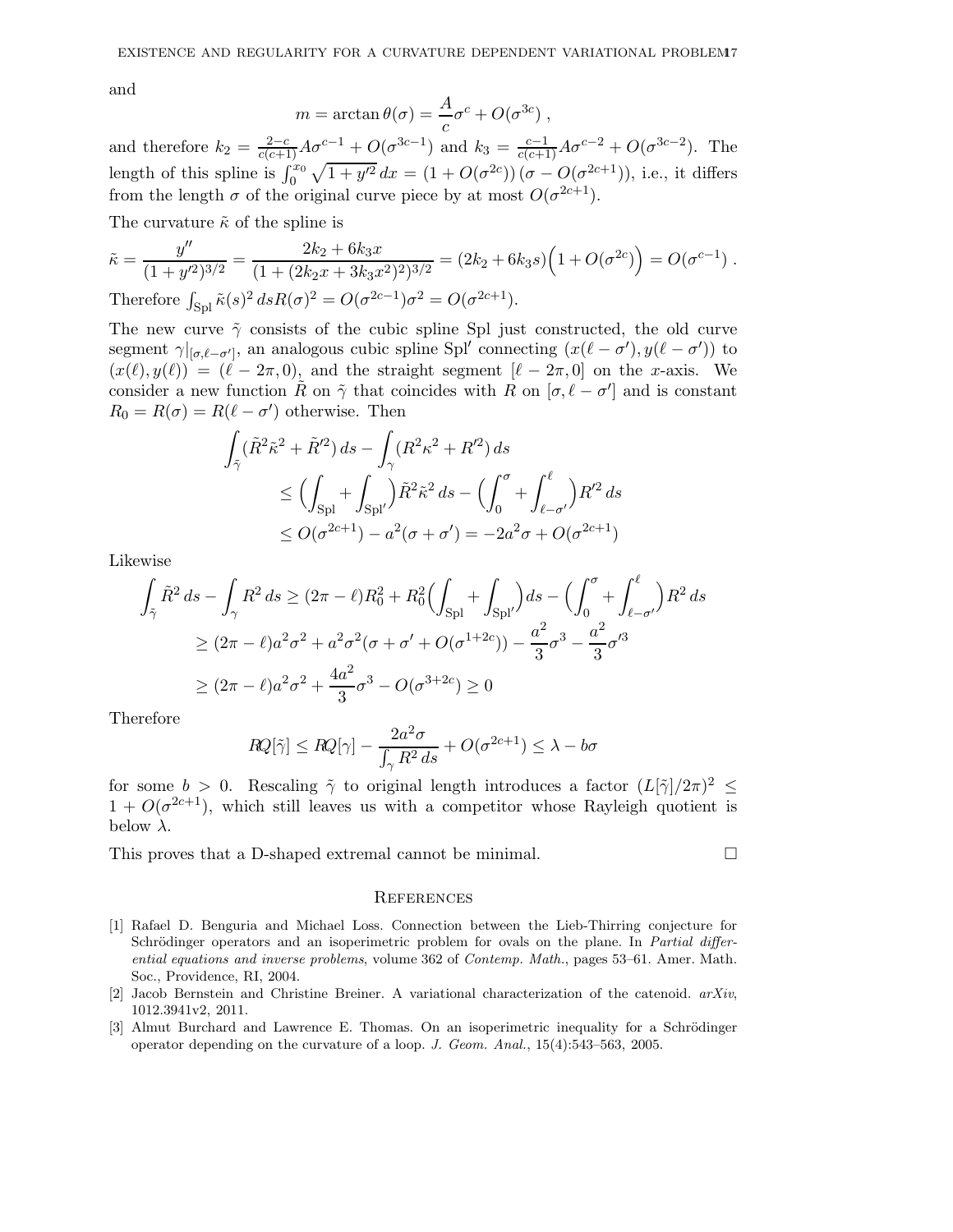and

$$m = \arctan \theta(\sigma) = \frac{A}{c}\sigma^c + O(\sigma^{3c}) ,$$

and therefore $k_2 = \frac{2-c}{c(c+1)}A\sigma^{c-1} + O(\sigma^{3c-1})$ and $k_3 = \frac{c-1}{c(c+1)}A\sigma^{c-2} + O(\sigma^{3c-2})$. The length of this spline is $\int_0^{x_0} \sqrt{1+y'^2}\,dx = (1+O(\sigma^{2c}))\,(\sigma - O(\sigma^{2c+1}))$, i.e., it differs from the length $\sigma$ of the original curve piece by at most $O(\sigma^{2c+1})$.

The curvature $\tilde{\kappa}$ of the spline is

$$\tilde{\kappa} = \frac{y''}{(1+y'^2)^{3/2}} = \frac{2k_2 + 6k_3 x}{(1+(2k_2 x + 3k_3 x^2)^2)^{3/2}} = (2k_2 + 6k_3 s)\Big(1 + O(\sigma^{2c})\Big) = O(\sigma^{c-1}) .$$

Therefore $\int_{\mathrm{Spl}} \tilde{\kappa}(s)^2\, ds R(\sigma)^2 = O(\sigma^{2c-1})\sigma^2 = O(\sigma^{2c+1})$.

The new curve $\tilde{\gamma}$ consists of the cubic spline Spl just constructed, the old curve segment $\gamma|_{[\sigma,\ell-\sigma']}$, an analogous cubic spline Spl$'$ connecting $(x(\ell-\sigma'), y(\ell-\sigma'))$ to $(x(\ell), y(\ell)) = (\ell - 2\pi, 0)$, and the straight segment $[\ell - 2\pi, 0]$ on the $x$-axis. We consider a new function $\tilde{R}$ on $\tilde{\gamma}$ that coincides with $R$ on $[\sigma, \ell - \sigma']$ and is constant $R_0 = R(\sigma) = R(\ell - \sigma')$ otherwise. Then

$$\begin{aligned}
\int_{\tilde{\gamma}} (\tilde{R}^2\tilde{\kappa}^2 + \tilde{R}'^2)\, ds &- \int_{\gamma} (R^2\kappa^2 + R'^2)\, ds \\
&\leq \Big(\int_{\mathrm{Spl}} + \int_{\mathrm{Spl}'}\Big)\tilde{R}^2\tilde{\kappa}^2\, ds - \Big(\int_0^{\sigma} + \int_{\ell-\sigma'}^{\ell}\Big) R'^2\, ds \\
&\leq O(\sigma^{2c+1}) - a^2(\sigma + \sigma') = -2a^2\sigma + O(\sigma^{2c+1})
\end{aligned}$$

Likewise

$$\begin{aligned}
\int_{\tilde{\gamma}} \tilde{R}^2\, ds - \int_{\gamma} R^2\, ds &\geq (2\pi - \ell)R_0^2 + R_0^2\Big(\int_{\mathrm{Spl}} + \int_{\mathrm{Spl}'}\Big) ds - \Big(\int_0^{\sigma} + \int_{\ell-\sigma'}^{\ell}\Big) R^2\, ds \\
&\geq (2\pi - \ell)a^2\sigma^2 + a^2\sigma^2(\sigma + \sigma' + O(\sigma^{1+2c})) - \frac{a^2}{3}\sigma^3 - \frac{a^2}{3}\sigma'^3 \\
&\geq (2\pi - \ell)a^2\sigma^2 + \frac{4a^2}{3}\sigma^3 - O(\sigma^{3+2c}) \geq 0
\end{aligned}$$

Therefore

$$RQ[\tilde{\gamma}] \leq RQ[\gamma] - \frac{2a^2\sigma}{\int_{\gamma} R^2\, ds} + O(\sigma^{2c+1}) \leq \lambda - b\sigma$$

for some $b > 0$. Rescaling $\tilde{\gamma}$ to original length introduces a factor $(L[\tilde{\gamma}]/2\pi)^2 \leq 1 + O(\sigma^{2c+1})$, which still leaves us with a competitor whose Rayleigh quotient is below $\lambda$.

This proves that a D-shaped extremal cannot be minimal. $\square$

## References

[1] Rafael D. Benguria and Michael Loss. Connection between the Lieb-Thirring conjecture for Schrödinger operators and an isoperimetric problem for ovals on the plane. In *Partial differential equations and inverse problems*, volume 362 of *Contemp. Math.*, pages 53–61. Amer. Math. Soc., Providence, RI, 2004.

[2] Jacob Bernstein and Christine Breiner. A variational characterization of the catenoid. *arXiv*, 1012.3941v2, 2011.

[3] Almut Burchard and Lawrence E. Thomas. On an isoperimetric inequality for a Schrödinger operator depending on the curvature of a loop. *J. Geom. Anal.*, 15(4):543–563, 2005.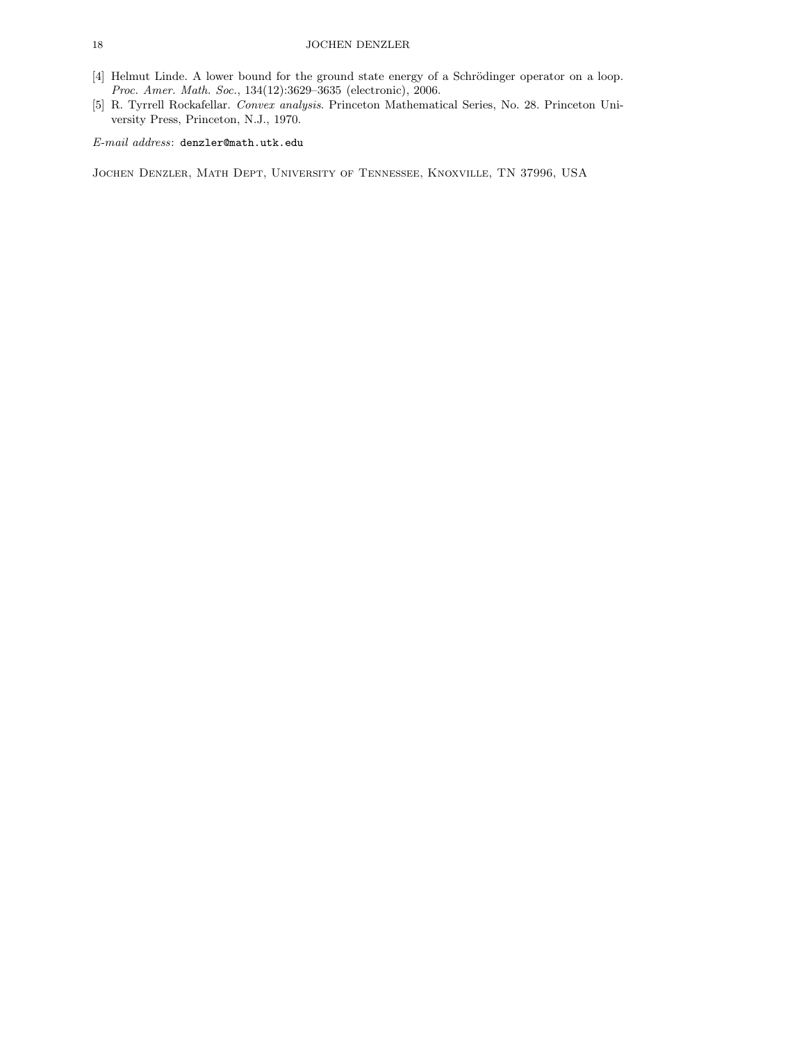[4] Helmut Linde. A lower bound for the ground state energy of a Schrödinger operator on a loop. *Proc. Amer. Math. Soc.*, 134(12):3629–3635 (electronic), 2006.

[5] R. Tyrrell Rockafellar. *Convex analysis*. Princeton Mathematical Series, No. 28. Princeton University Press, Princeton, N.J., 1970.

*E-mail address*: `denzler@math.utk.edu`

Jochen Denzler, Math Dept, University of Tennessee, Knoxville, TN 37996, USA